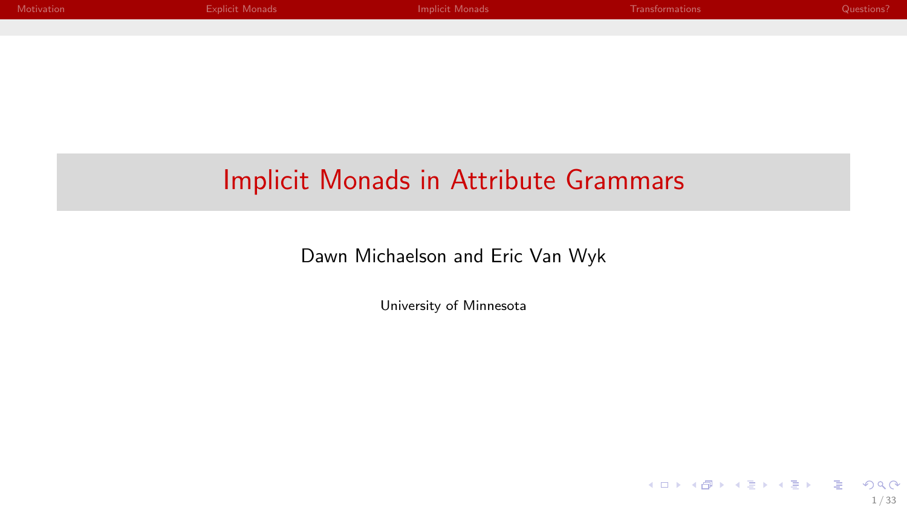# Implicit Monads in Attribute Grammars

Dawn Michaelson and Eric Van Wyk

University of Minnesota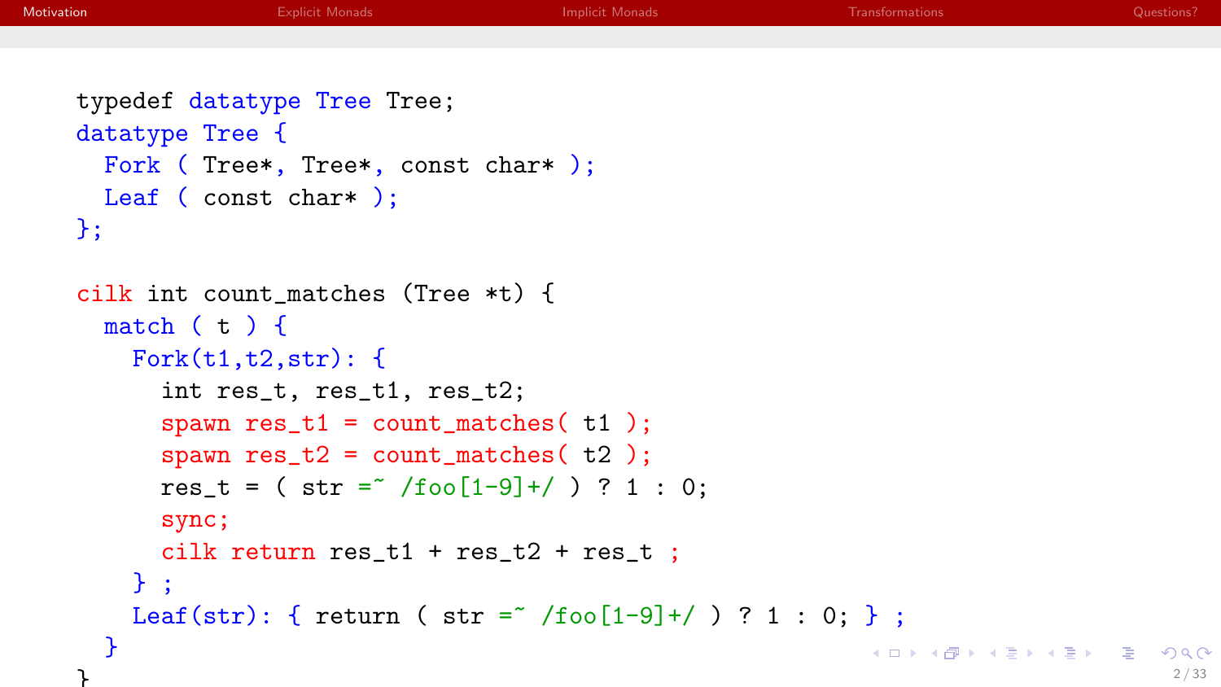```
typedef datatype Tree Tree;
datatype Tree {
  Fork ( Tree*, Tree*, const char* );
  Leaf ( const char* );
};

cilk int count_matches (Tree *t) {
  match ( t ) {
    Fork(t1,t2,str): {
      int res_t, res_t1, res_t2;
      spawn res_t1 = count_matches( t1 );
      spawn res_t2 = count_matches( t2 );
      res_t = ( str =~ /foo[1-9]+/ ) ? 1 : 0;
      sync;
      cilk return res_t1 + res_t2 + res_t ;
    } ;
    Leaf(str): { return ( str =~ /foo[1-9]+/ ) ? 1 : 0; } ;
  }
}
```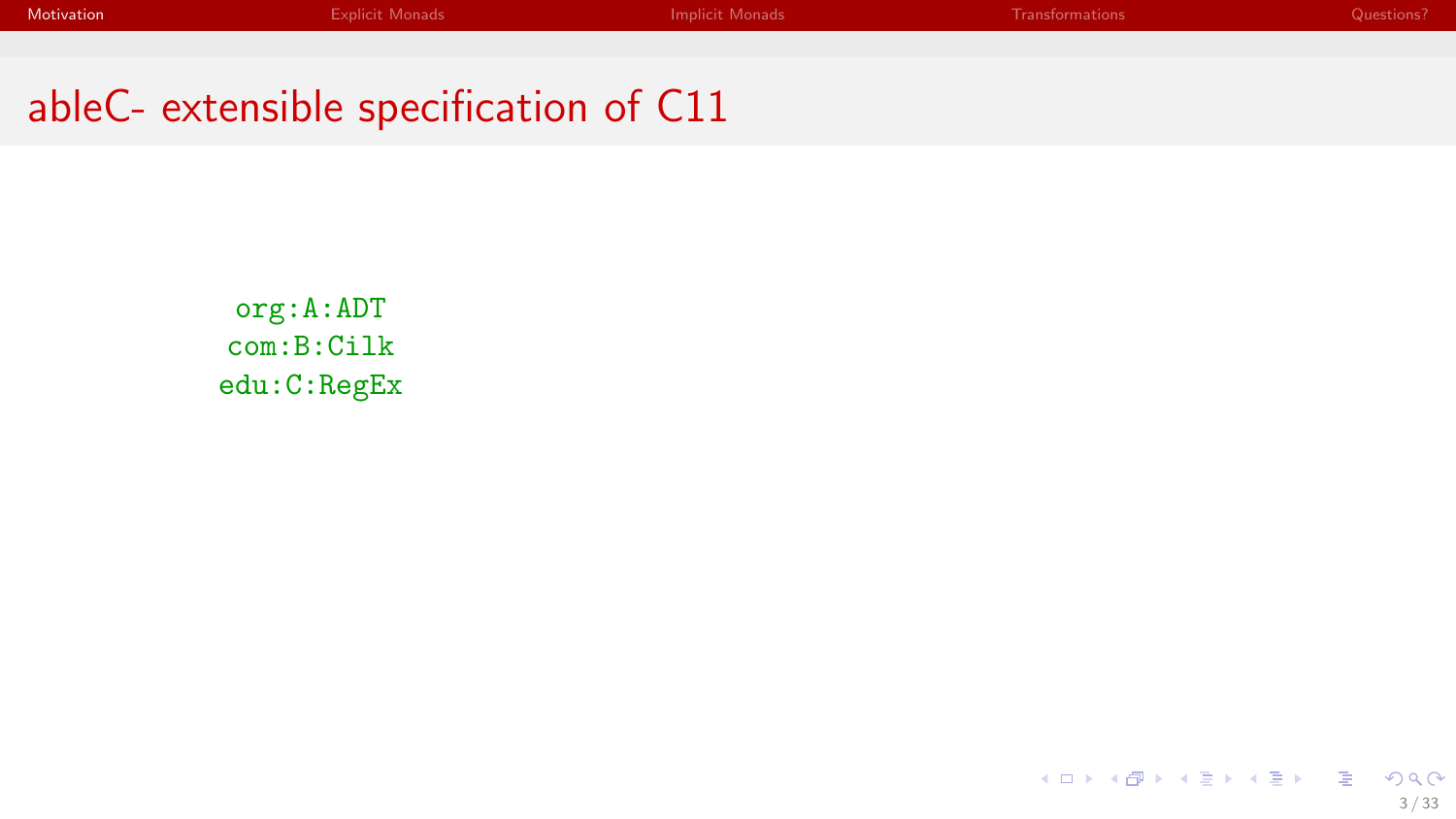# ableC- extensible specification of C11

```
org:A:ADT
com:B:Cilk
edu:C:RegEx
```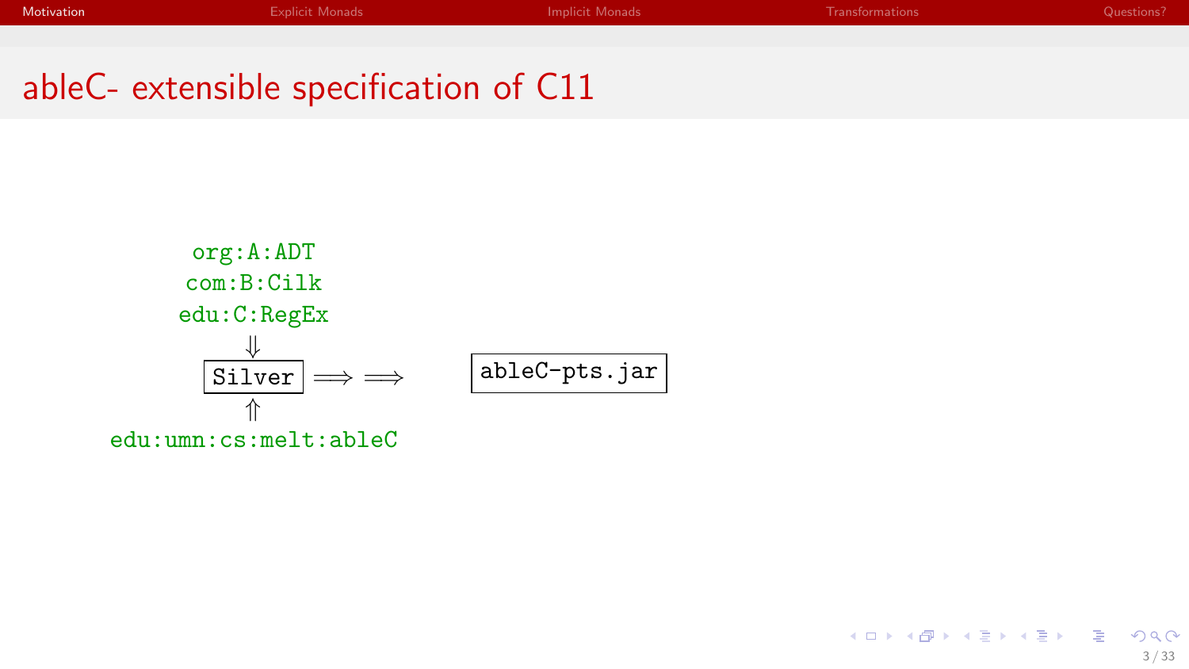# ableC- extensible specification of C11

```
org:A:ADT
com:B:Cilk
edu:C:RegEx
    ⇓
 Silver  ⟹ ⟹     ableC-pts.jar
    ⇑
edu:umn:cs:melt:ableC
```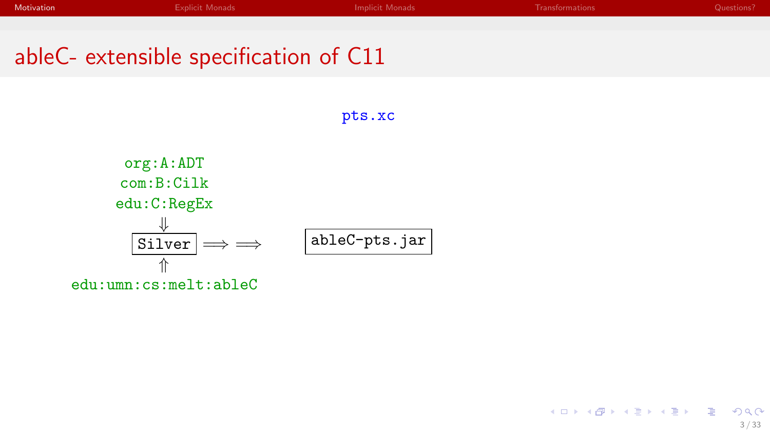# ableC- extensible specification of C11

pts.xc

```
org:A:ADT
com:B:Cilk
edu:C:RegEx
     ⇓
  Silver  ⟹ ⟹        ableC-pts.jar
     ⇑
edu:umn:cs:melt:ableC
```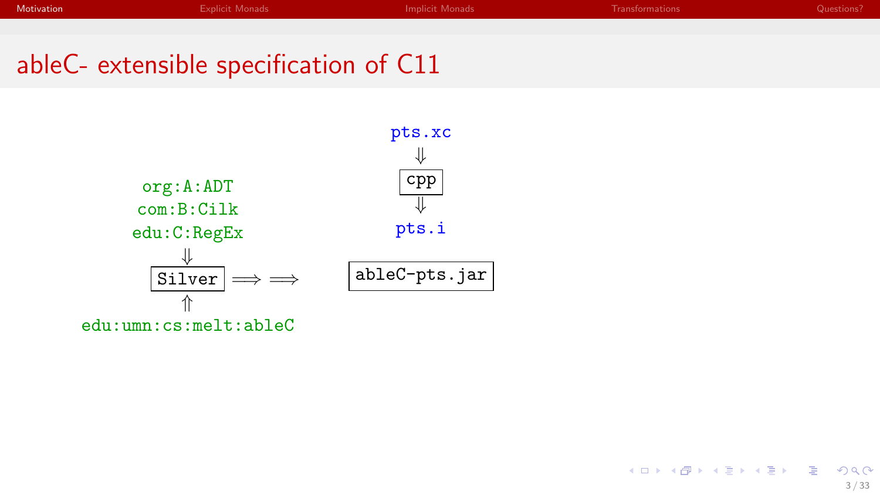# ableC- extensible specification of C11

pts.xc

⇓

cpp

⇓

pts.i

org:A:ADT

com:B:Cilk

edu:C:RegEx

⇓

Silver ⟹ ⟹ ableC-pts.jar

⇑

edu:umn:cs:melt:ableC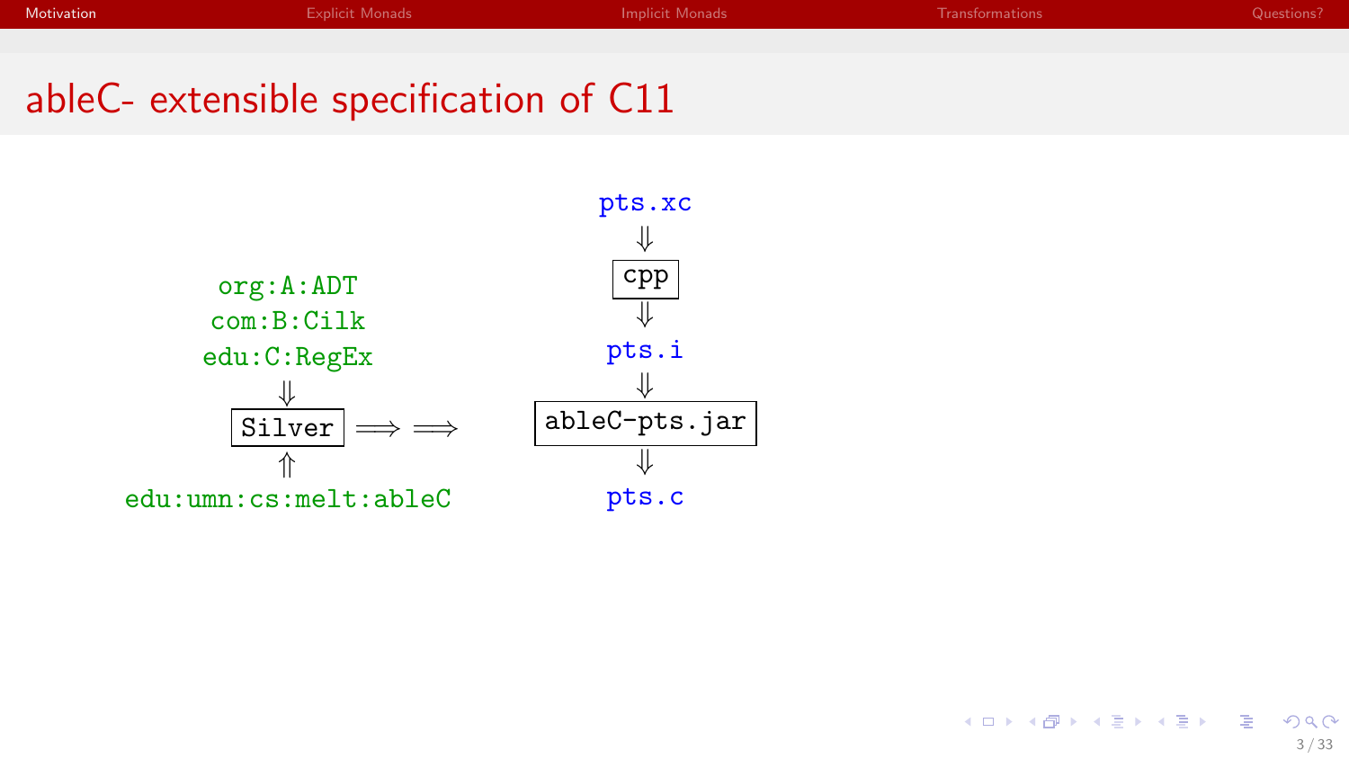# ableC- extensible specification of C11

```
org:A:ADT
com:B:Cilk
edu:C:RegEx
     ⇓
  [Silver]  ⟹ ⟹
     ⇑
edu:umn:cs:melt:ableC
```

```
pts.xc
  ⇓
[cpp]
  ⇓
pts.i
  ⇓
[ableC-pts.jar]
  ⇓
pts.c
```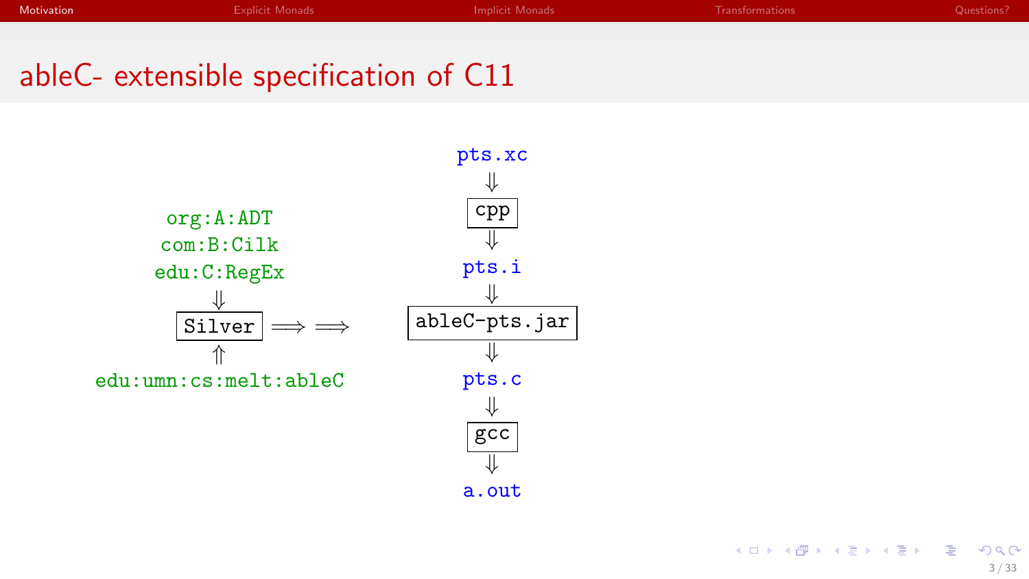# ableC- extensible specification of C11

```
org:A:ADT
com:B:Cilk
edu:C:RegEx
      ⇓
   Silver   ⟹ ⟹   ableC-pts.jar
      ⇑
edu:umn:cs:melt:ableC
```

```
pts.xc
  ⇓
 cpp
  ⇓
pts.i
  ⇓
ableC-pts.jar
  ⇓
pts.c
  ⇓
 gcc
  ⇓
a.out
```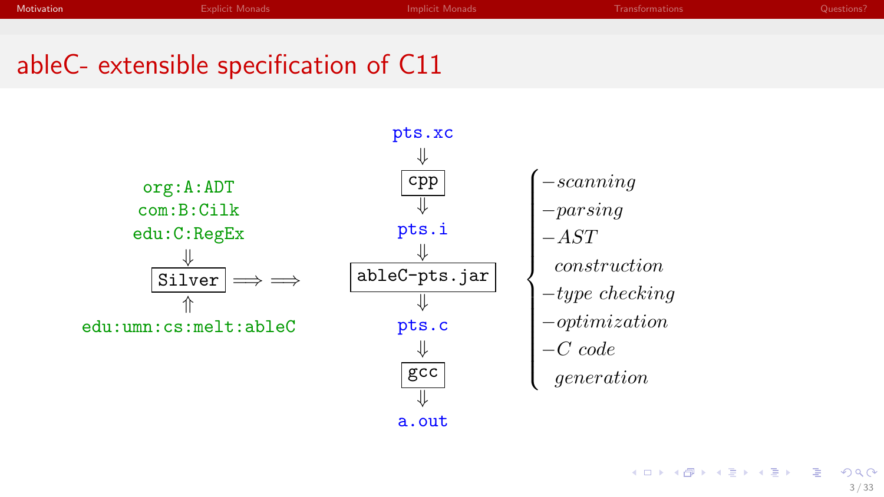# ableC- extensible specification of C11

org:A:ADT
com:B:Cilk
edu:C:RegEx

⇓

Silver ⟹ ⟹

⇑

edu:umn:cs:melt:ableC

pts.xc
⇓
cpp
⇓
pts.i
⇓
ableC-pts.jar
⇓
pts.c
⇓
gcc
⇓
a.out

- *scanning*
- *parsing*
- *AST construction*
- *type checking*
- *optimization*
- *C code generation*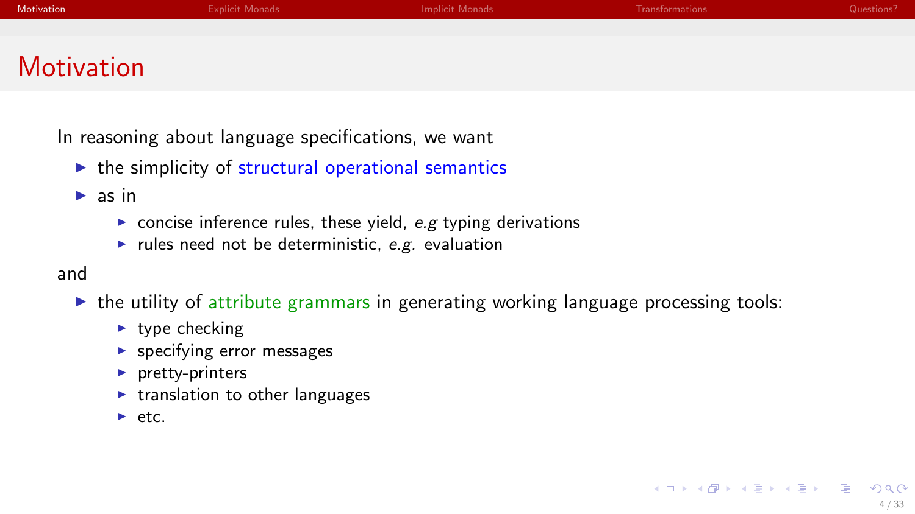# Motivation

In reasoning about language specifications, we want

- the simplicity of structural operational semantics
- as in
  - concise inference rules, these yield, *e.g* typing derivations
  - rules need not be deterministic, *e.g.* evaluation

and

- the utility of attribute grammars in generating working language processing tools:
  - type checking
  - specifying error messages
  - pretty-printers
  - translation to other languages
  - etc.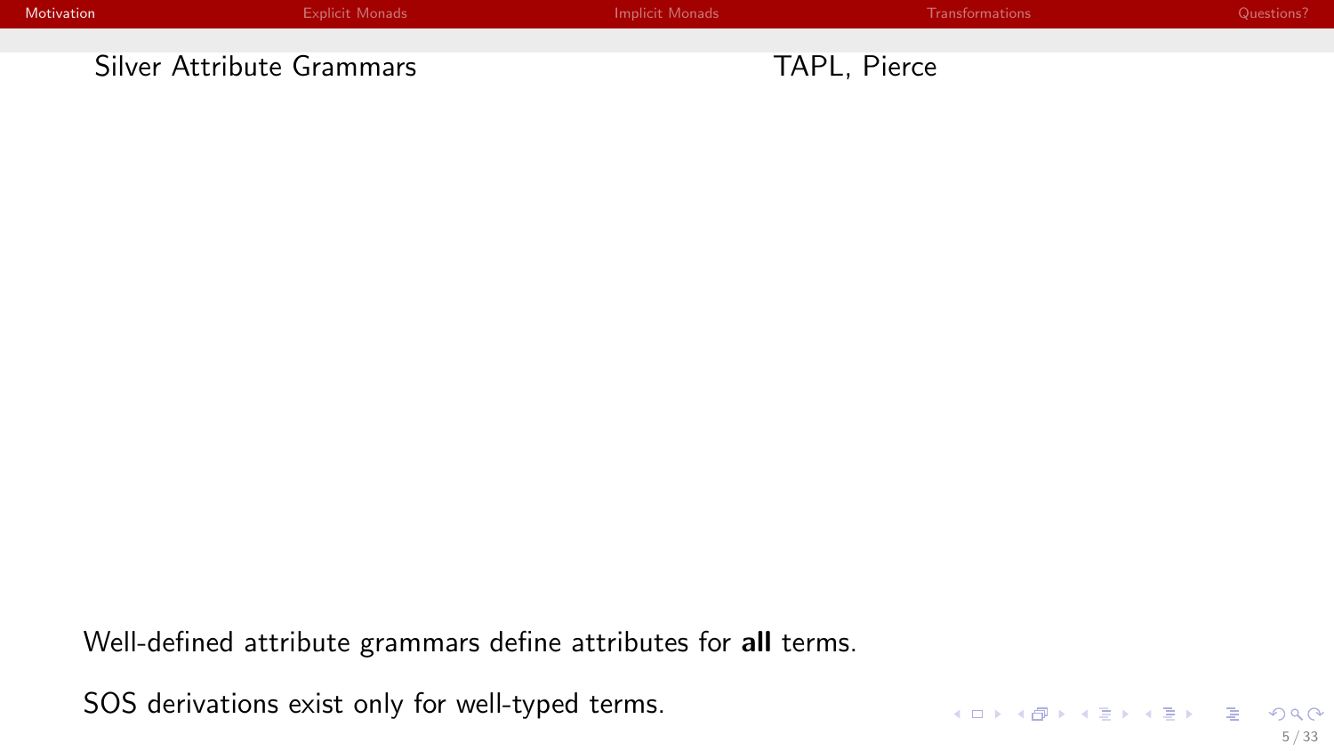Silver Attribute Grammars

TAPL, Pierce

Well-defined attribute grammars define attributes for **all** terms.

SOS derivations exist only for well-typed terms.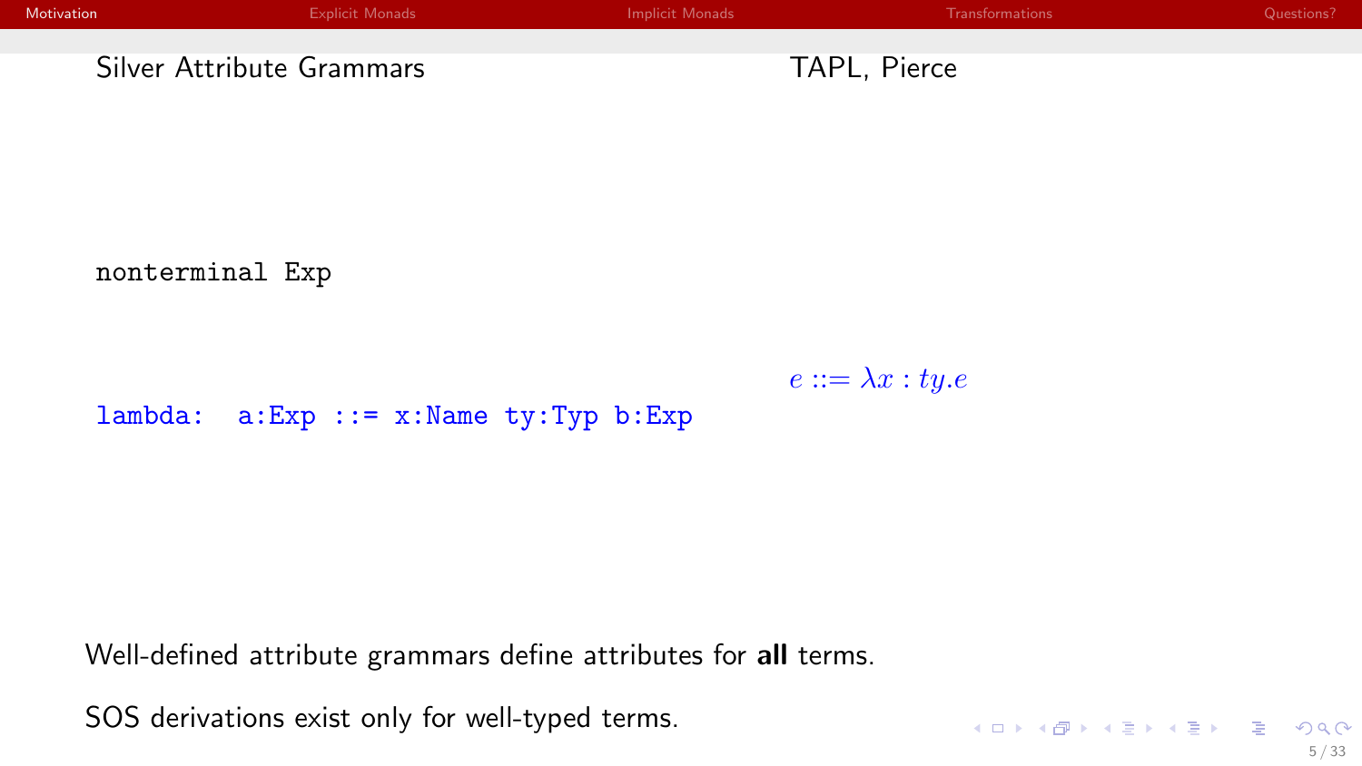Silver Attribute Grammars

TAPL, Pierce

```
nonterminal Exp
```

```
lambda:  a:Exp ::= x:Name ty:Typ b:Exp
```

$$e ::= \lambda x : ty.e$$

Well-defined attribute grammars define attributes for **all** terms.

SOS derivations exist only for well-typed terms.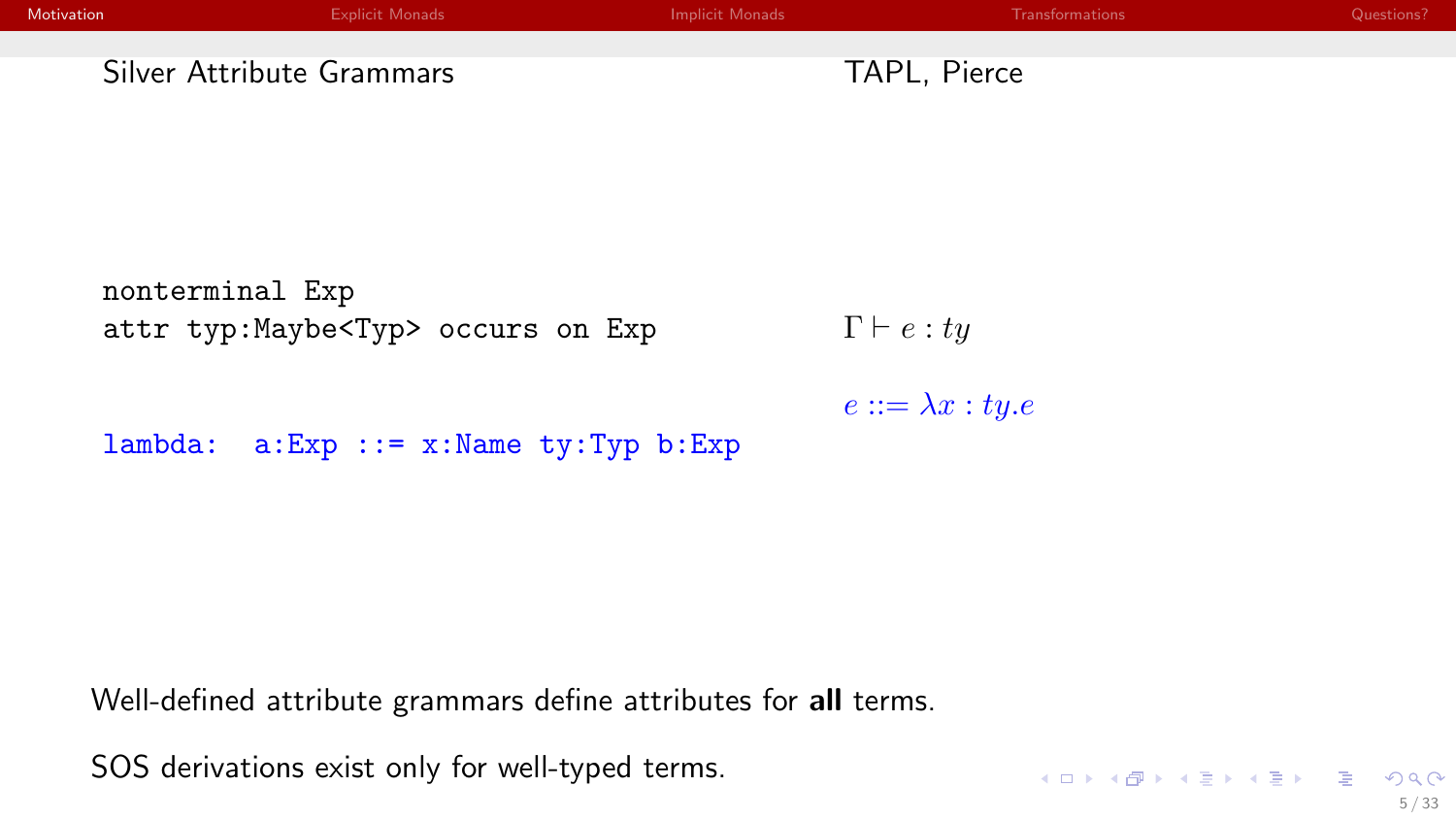Silver Attribute Grammars

TAPL, Pierce

```
nonterminal Exp
attr typ:Maybe<Typ> occurs on Exp
```

$\Gamma \vdash e : ty$

$e ::= \lambda x : ty.e$

```
lambda:  a:Exp ::= x:Name ty:Typ b:Exp
```

Well-defined attribute grammars define attributes for **all** terms.

SOS derivations exist only for well-typed terms.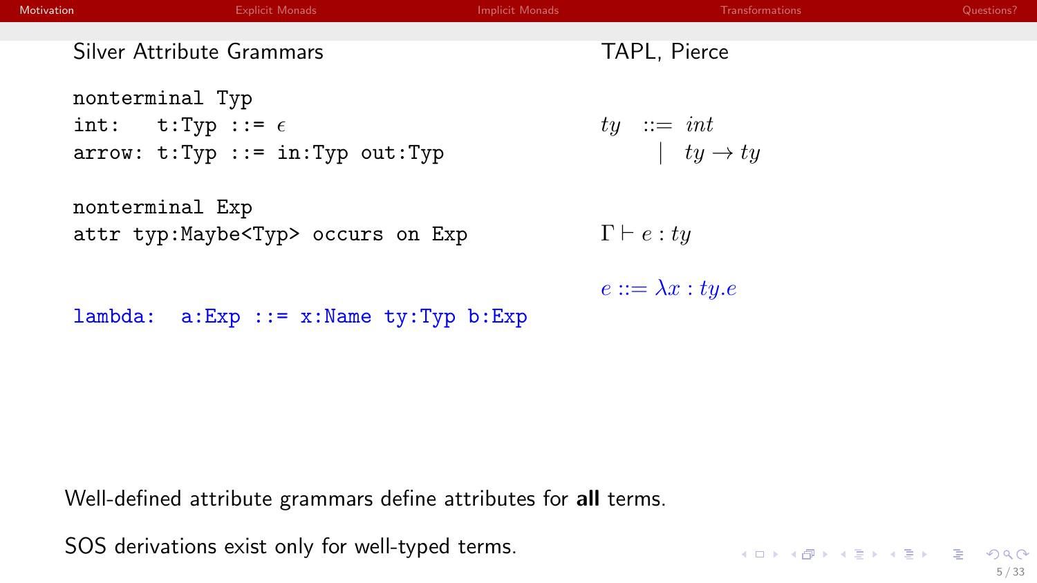Silver Attribute Grammars

```
nonterminal Typ
int:   t:Typ ::= ϵ
arrow: t:Typ ::= in:Typ out:Typ

nonterminal Exp
attr typ:Maybe<Typ> occurs on Exp

lambda:  a:Exp ::= x:Name ty:Typ b:Exp
```

TAPL, Pierce

$$
\begin{array}{rcl}
ty & ::= & int \\
 & | & ty \rightarrow ty
\end{array}
$$

$$\Gamma \vdash e : ty$$

$$e ::= \lambda x : ty . e$$

Well-defined attribute grammars define attributes for **all** terms.

SOS derivations exist only for well-typed terms.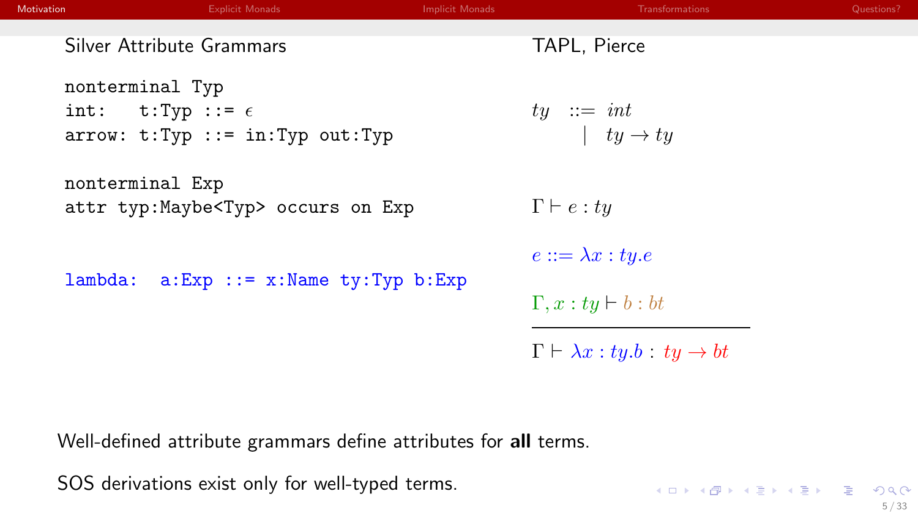Silver Attribute Grammars

```
nonterminal Typ
int:   t:Typ ::= ε
arrow: t:Typ ::= in:Typ out:Typ

nonterminal Exp
attr typ:Maybe<Typ> occurs on Exp

lambda:  a:Exp ::= x:Name ty:Typ b:Exp
```

TAPL, Pierce

$$
\begin{array}{lcl}
ty & ::= & int \\
 & | & ty \rightarrow ty
\end{array}
$$

$\Gamma \vdash e : ty$

$e ::= \lambda x : ty.e$

$$
\frac{\Gamma, x : ty \vdash b : bt}{\Gamma \vdash \lambda x : ty.b : ty \rightarrow bt}
$$

Well-defined attribute grammars define attributes for **all** terms.

SOS derivations exist only for well-typed terms.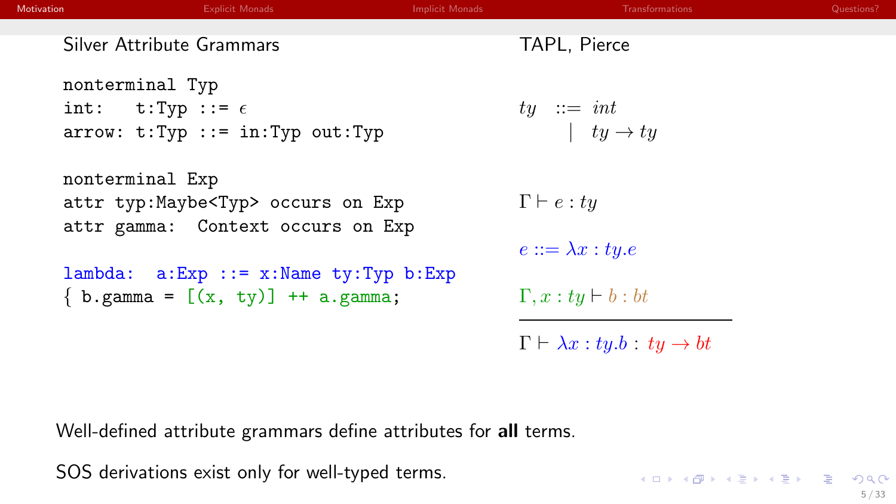Silver Attribute Grammars

```
nonterminal Typ
int:    t:Typ ::= ϵ
arrow: t:Typ ::= in:Typ out:Typ

nonterminal Exp
attr typ:Maybe<Typ> occurs on Exp
attr gamma:  Context occurs on Exp

lambda:  a:Exp ::= x:Name ty:Typ b:Exp
{ b.gamma = [(x, ty)] ++ a.gamma;
```

TAPL, Pierce

$$ty ::= int \mid ty \rightarrow ty$$

$$\Gamma \vdash e : ty$$

$$e ::= \lambda x : ty.e$$

$$\frac{\Gamma, x : ty \vdash b : bt}{\Gamma \vdash \lambda x : ty.b : ty \rightarrow bt}$$

Well-defined attribute grammars define attributes for **all** terms.

SOS derivations exist only for well-typed terms.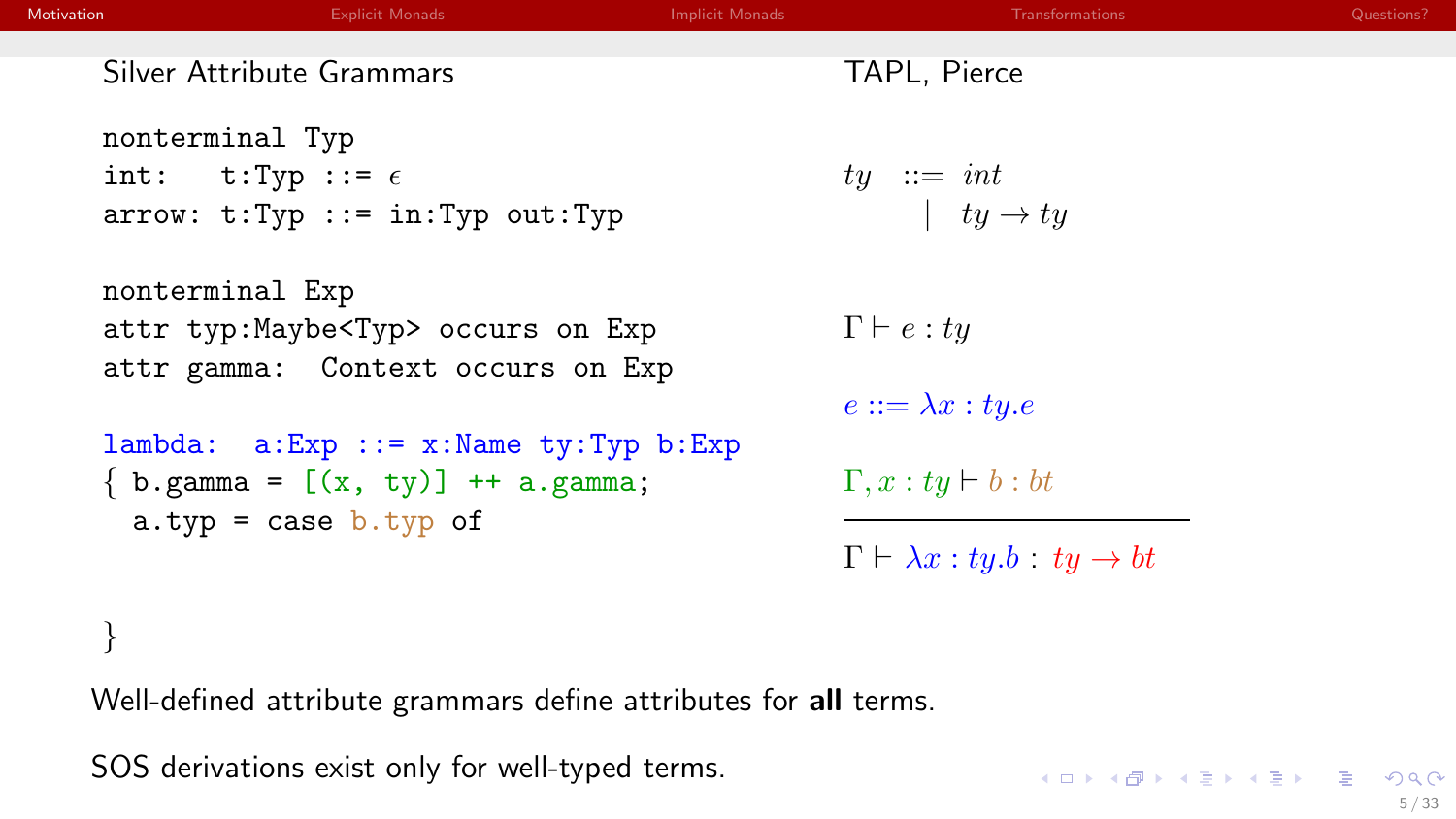## Silver Attribute Grammars

```
nonterminal Typ
int:   t:Typ ::= ε
arrow: t:Typ ::= in:Typ out:Typ

nonterminal Exp
attr typ:Maybe<Typ> occurs on Exp
attr gamma:  Context occurs on Exp

lambda:  a:Exp ::= x:Name ty:Typ b:Exp
{ b.gamma = [(x, ty)] ++ a.gamma;
  a.typ = case b.typ of


}
```

## TAPL, Pierce

$$ty ::= int \mid ty \to ty$$

$$\Gamma \vdash e : ty$$

$$e ::= \lambda x : ty.e$$

$$\frac{\Gamma, x : ty \vdash b : bt}{\Gamma \vdash \lambda x : ty.b : ty \to bt}$$

Well-defined attribute grammars define attributes for **all** terms.

SOS derivations exist only for well-typed terms.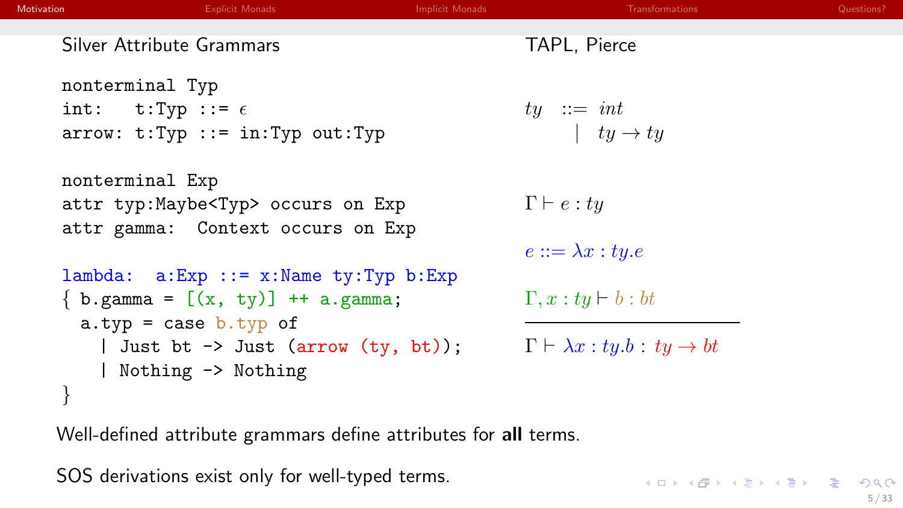Silver Attribute Grammars

```
nonterminal Typ
int:   t:Typ ::= ϵ
arrow: t:Typ ::= in:Typ out:Typ

nonterminal Exp
attr typ:Maybe<Typ> occurs on Exp
attr gamma:  Context occurs on Exp

lambda:  a:Exp ::= x:Name ty:Typ b:Exp
{ b.gamma = [(x, ty)] ++ a.gamma;
  a.typ = case b.typ of
    | Just bt -> Just (arrow (ty, bt));
    | Nothing -> Nothing
}
```

TAPL, Pierce

$$ty \;::=\; int \;\mid\; ty \rightarrow ty$$

$$\Gamma \vdash e : ty$$

$$e ::= \lambda x : ty.e$$

$$\frac{\Gamma, x : ty \vdash b : bt}{\Gamma \vdash \lambda x : ty.b \;:\; ty \rightarrow bt}$$

Well-defined attribute grammars define attributes for **all** terms.

SOS derivations exist only for well-typed terms.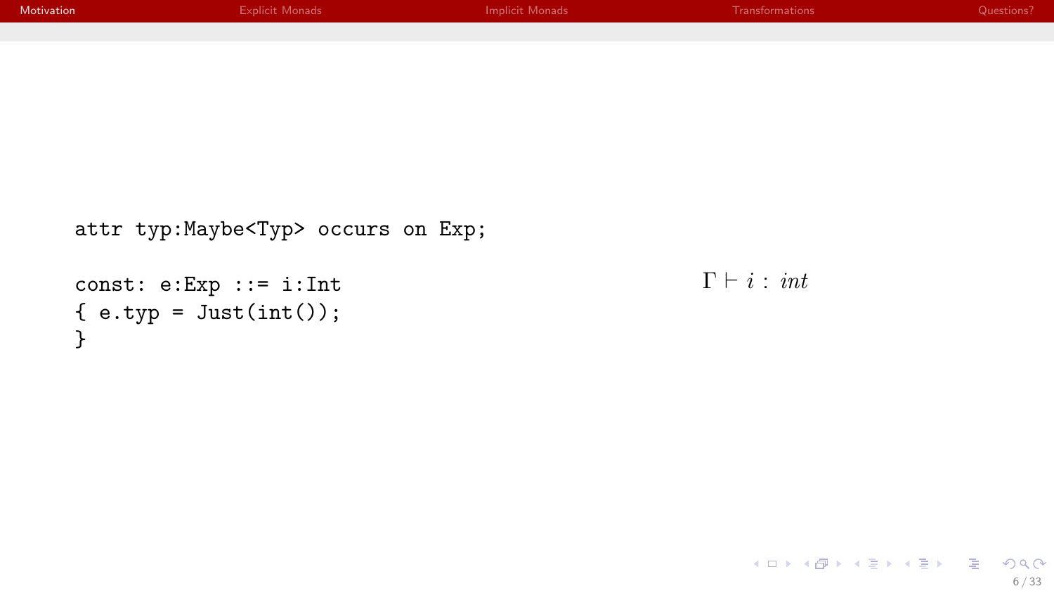```
attr typ:Maybe<Typ> occurs on Exp;

const: e:Exp ::= i:Int
{ e.typ = Just(int());
}
```

$$\Gamma \vdash i : \mathit{int}$$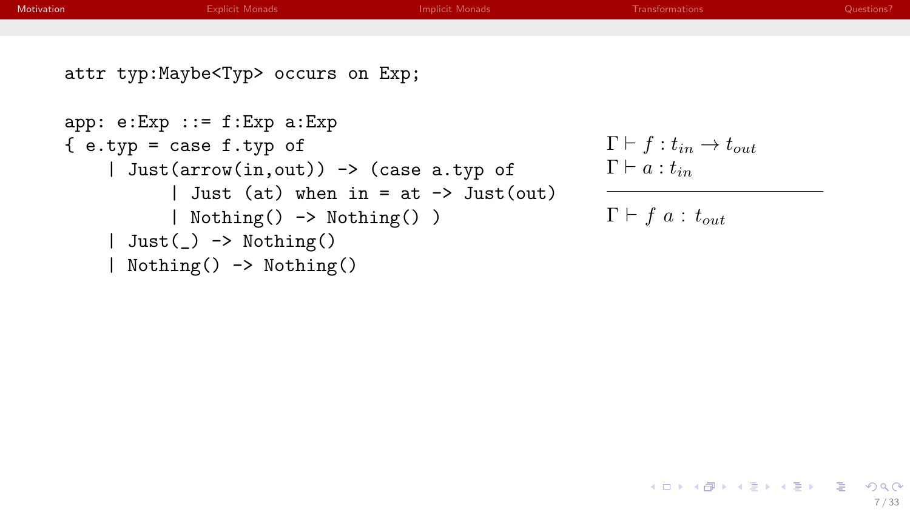```
attr typ:Maybe<Typ> occurs on Exp;

app: e:Exp ::= f:Exp a:Exp
{ e.typ = case f.typ of
    | Just(arrow(in,out)) -> (case a.typ of
         | Just (at) when in = at -> Just(out)
         | Nothing() -> Nothing() )
    | Just(_) -> Nothing()
    | Nothing() -> Nothing()
```

$$\frac{\Gamma \vdash f : t_{in} \rightarrow t_{out} \qquad \Gamma \vdash a : t_{in}}{\Gamma \vdash f \ a : t_{out}}$$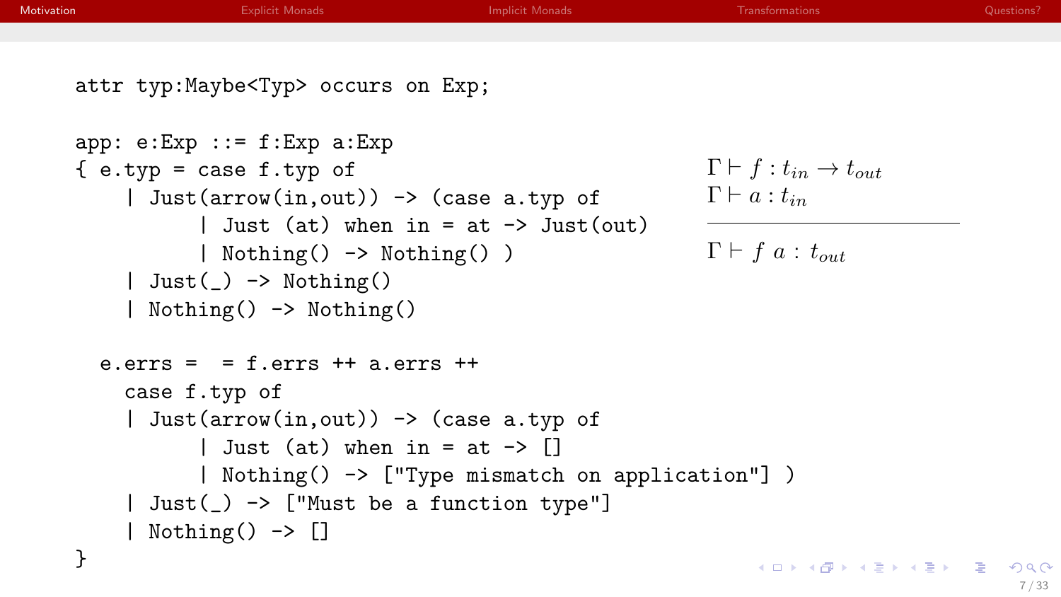```
attr typ:Maybe<Typ> occurs on Exp;

app: e:Exp ::= f:Exp a:Exp
{ e.typ = case f.typ of
    | Just(arrow(in,out)) -> (case a.typ of
          | Just (at) when in = at -> Just(out)
          | Nothing() -> Nothing() )
    | Just(_) -> Nothing()
    | Nothing() -> Nothing()

  e.errs =  = f.errs ++ a.errs ++
    case f.typ of
    | Just(arrow(in,out)) -> (case a.typ of
          | Just (at) when in = at -> []
          | Nothing() -> ["Type mismatch on application"] )
    | Just(_) -> ["Must be a function type"]
    | Nothing() -> []
}
```

$$\frac{\Gamma \vdash f : t_{in} \rightarrow t_{out} \qquad \Gamma \vdash a : t_{in}}{\Gamma \vdash f\ a : t_{out}}$$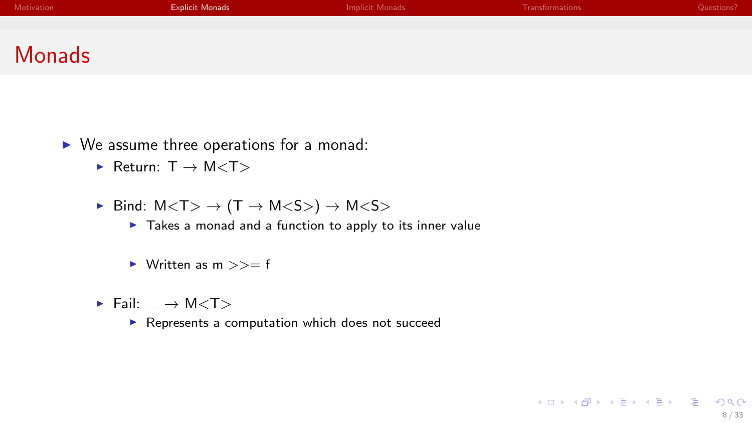# Monads

- We assume three operations for a monad:
  - Return: T → M<T>
  - Bind: M<T> → (T → M<S>) → M<S>
    - Takes a monad and a function to apply to its inner value
    - Written as m >>= f
  - Fail: _ → M<T>
    - Represents a computation which does not succeed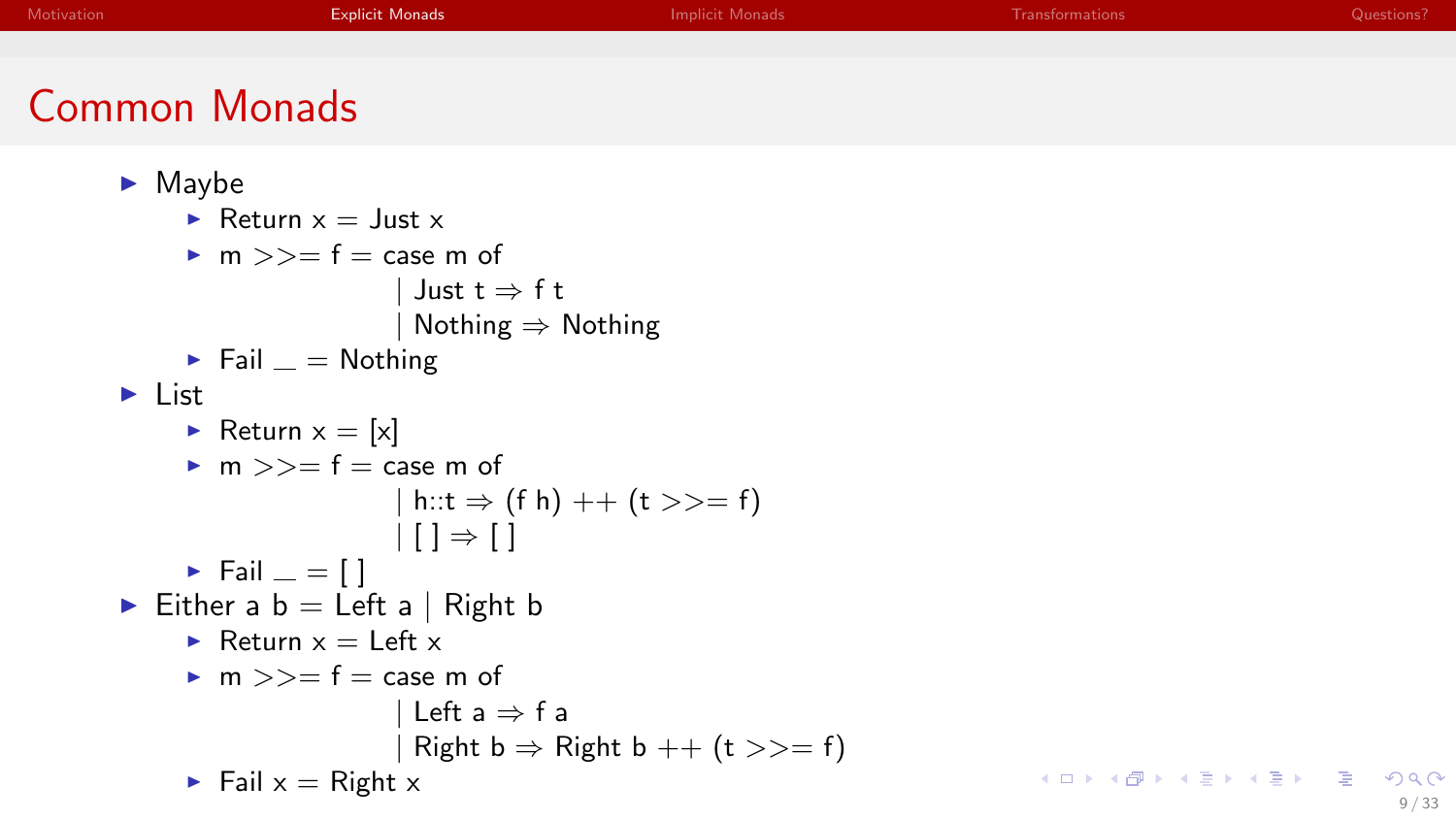# Common Monads

- Maybe
  - Return x = Just x
  - m >>= f = case m of

    ```
                | Just t ⇒ f t
                | Nothing ⇒ Nothing
    ```

  - Fail _ = Nothing
- List
  - Return x = [x]
  - m >>= f = case m of

    ```
                | h::t ⇒ (f h) ++ (t >>= f)
                | [ ] ⇒ [ ]
    ```

  - Fail _ = [ ]
- Either a b = Left a | Right b
  - Return x = Left x
  - m >>= f = case m of

    ```
                | Left a ⇒ f a
                | Right b ⇒ Right b ++ (t >>= f)
    ```

  - Fail x = Right x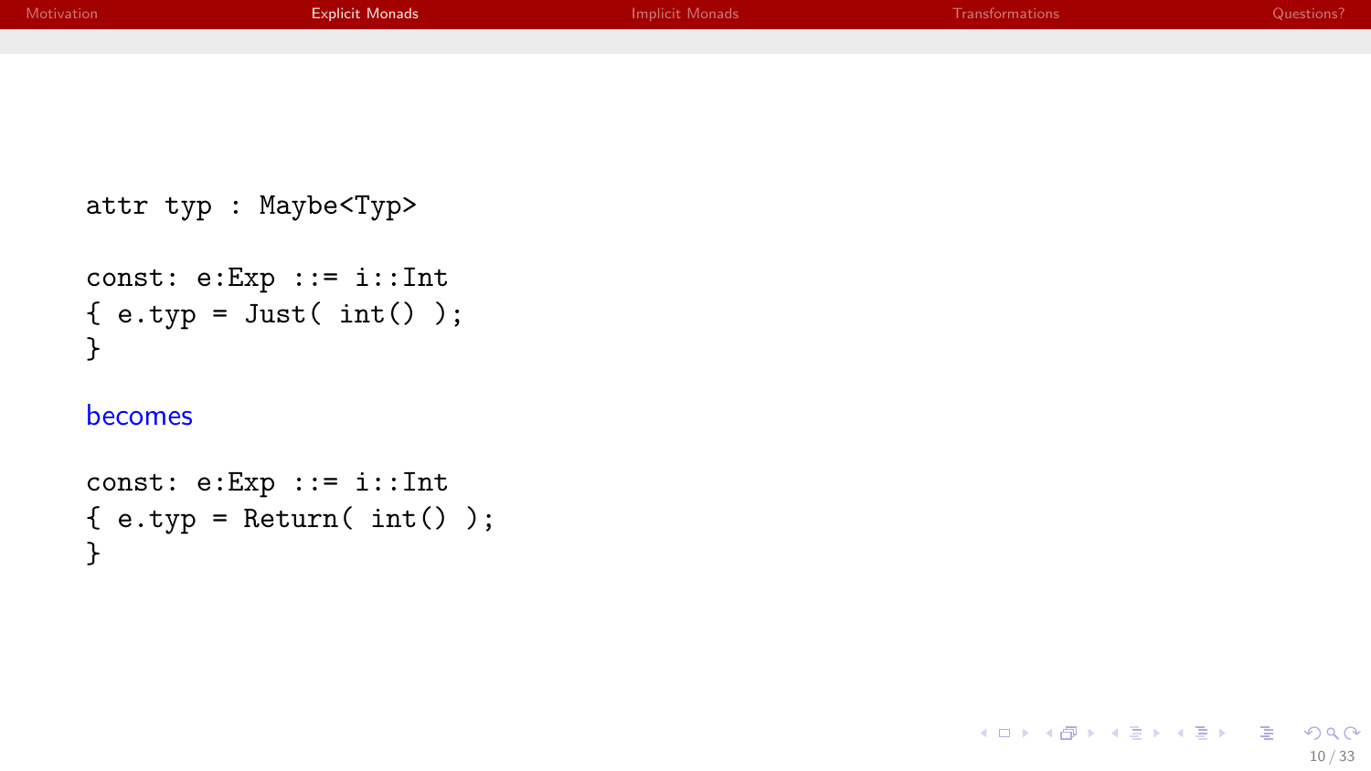```
attr typ : Maybe<Typ>

const: e:Exp ::= i::Int
{ e.typ = Just( int() );
}
```

becomes

```
const: e:Exp ::= i::Int
{ e.typ = Return( int() );
}
```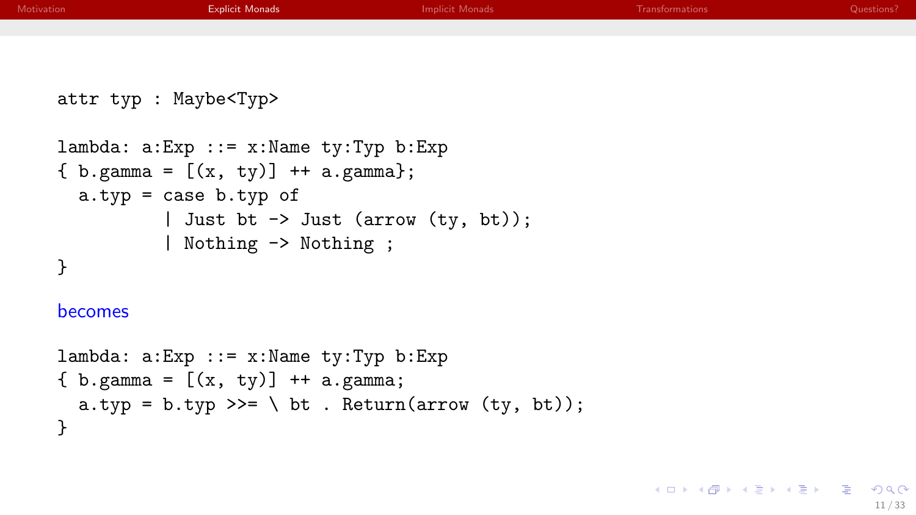```
attr typ : Maybe<Typ>

lambda: a:Exp ::= x:Name ty:Typ b:Exp
{ b.gamma = [(x, ty)] ++ a.gamma};
  a.typ = case b.typ of
          | Just bt -> Just (arrow (ty, bt));
          | Nothing -> Nothing ;
}
```

becomes

```
lambda: a:Exp ::= x:Name ty:Typ b:Exp
{ b.gamma = [(x, ty)] ++ a.gamma;
  a.typ = b.typ >>= \ bt . Return(arrow (ty, bt));
}
```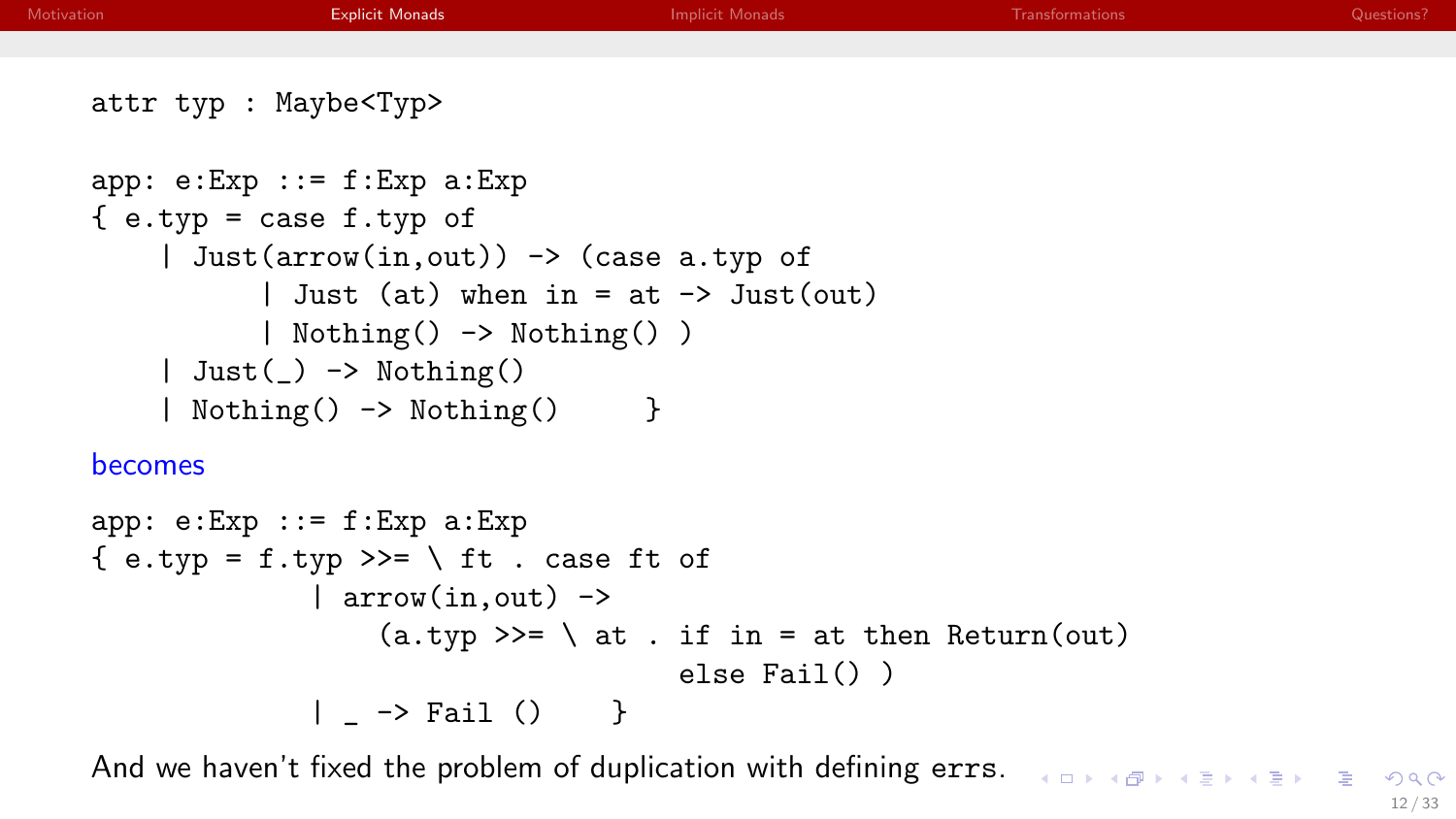```
attr typ : Maybe<Typ>

app: e:Exp ::= f:Exp a:Exp
{ e.typ = case f.typ of
    | Just(arrow(in,out)) -> (case a.typ of
          | Just (at) when in = at -> Just(out)
          | Nothing() -> Nothing() )
    | Just(_) -> Nothing()
    | Nothing() -> Nothing()     }
```

becomes

```
app: e:Exp ::= f:Exp a:Exp
{ e.typ = f.typ >>= \ ft . case ft of
             | arrow(in,out) ->
                 (a.typ >>= \ at . if in = at then Return(out)
                                   else Fail() )
             | _ -> Fail ()     }
```

And we haven't fixed the problem of duplication with defining errs.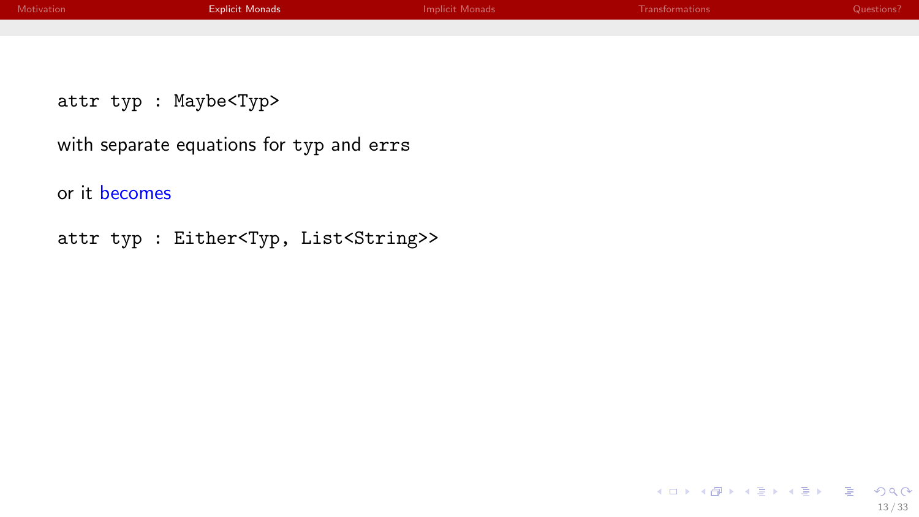```
attr typ : Maybe<Typ>
```

with separate equations for `typ` and `errs`

or it becomes

```
attr typ : Either<Typ, List<String>>
```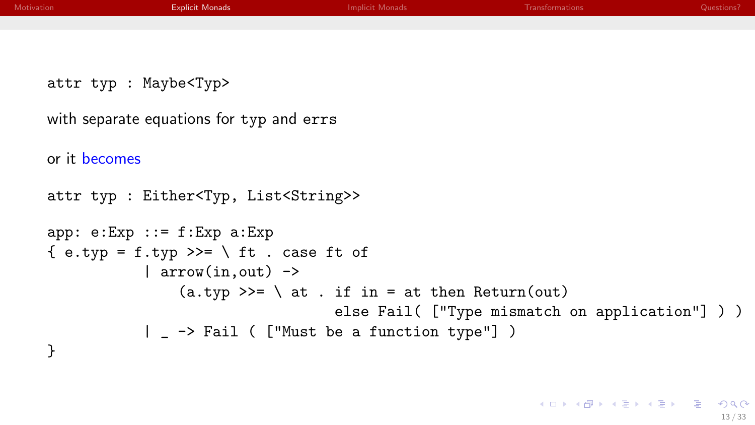```
attr typ : Maybe<Typ>
```

with separate equations for `typ` and `errs`

or it becomes

```
attr typ : Either<Typ, List<String>>

app: e:Exp ::= f:Exp a:Exp
{ e.typ = f.typ >>= \ ft . case ft of
          | arrow(in,out) ->
              (a.typ >>= \ at . if in = at then Return(out)
                                else Fail( ["Type mismatch on application"] ) )
          | _ -> Fail ( ["Must be a function type"] )
}
```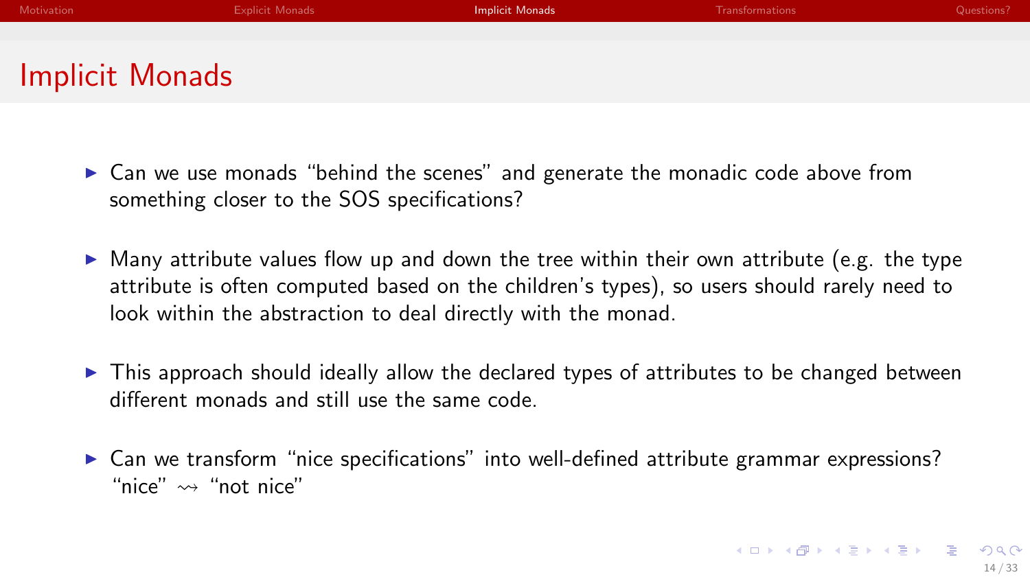# Implicit Monads

- Can we use monads "behind the scenes" and generate the monadic code above from something closer to the SOS specifications?
- Many attribute values flow up and down the tree within their own attribute (e.g. the type attribute is often computed based on the children's types), so users should rarely need to look within the abstraction to deal directly with the monad.
- This approach should ideally allow the declared types of attributes to be changed between different monads and still use the same code.
- Can we transform "nice specifications" into well-defined attribute grammar expressions? "nice" $\rightsquigarrow$ "not nice"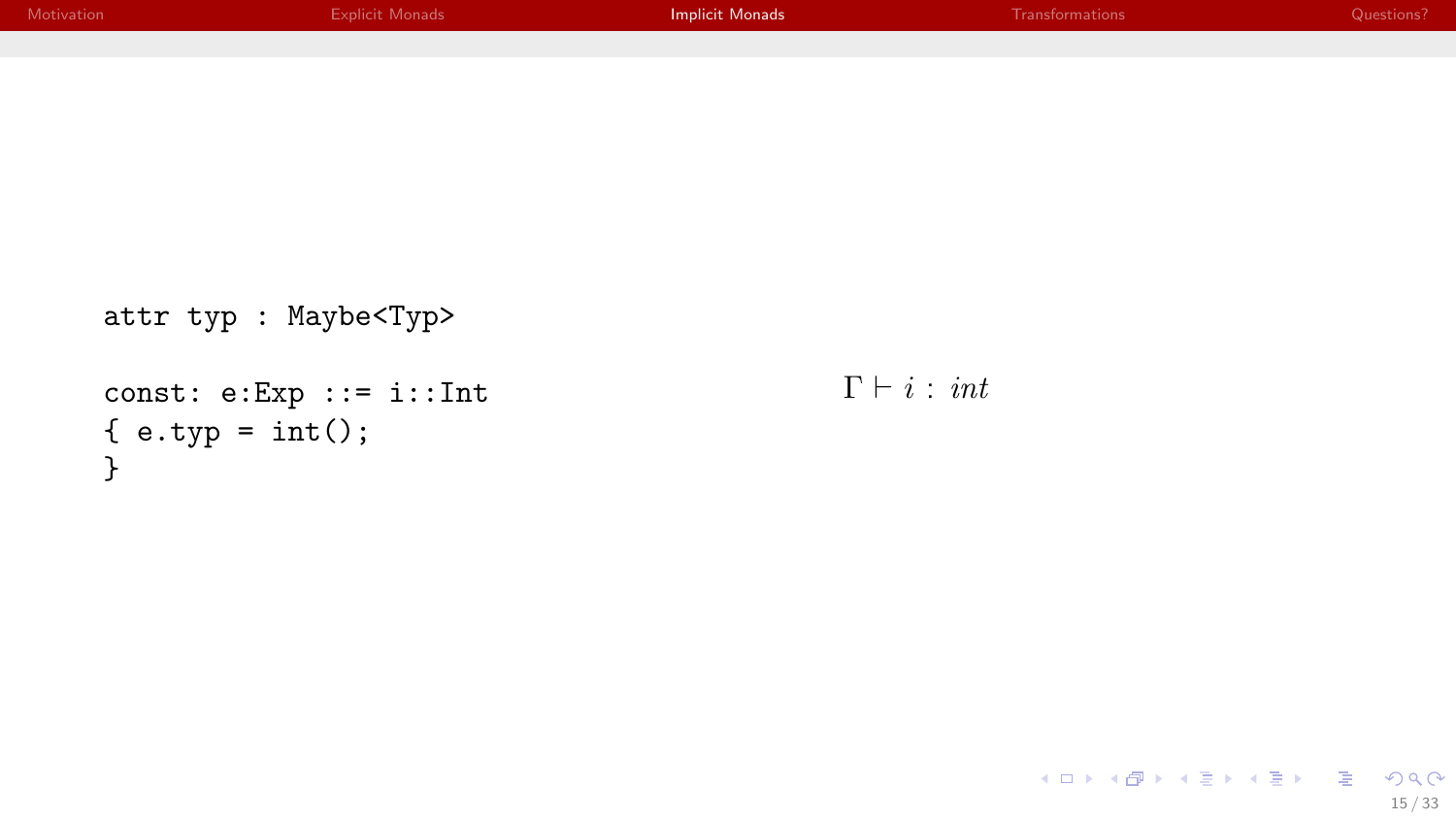```
attr typ : Maybe<Typ>

const: e:Exp ::= i::Int
{ e.typ = int();
}
```

$$\Gamma \vdash i : \mathit{int}$$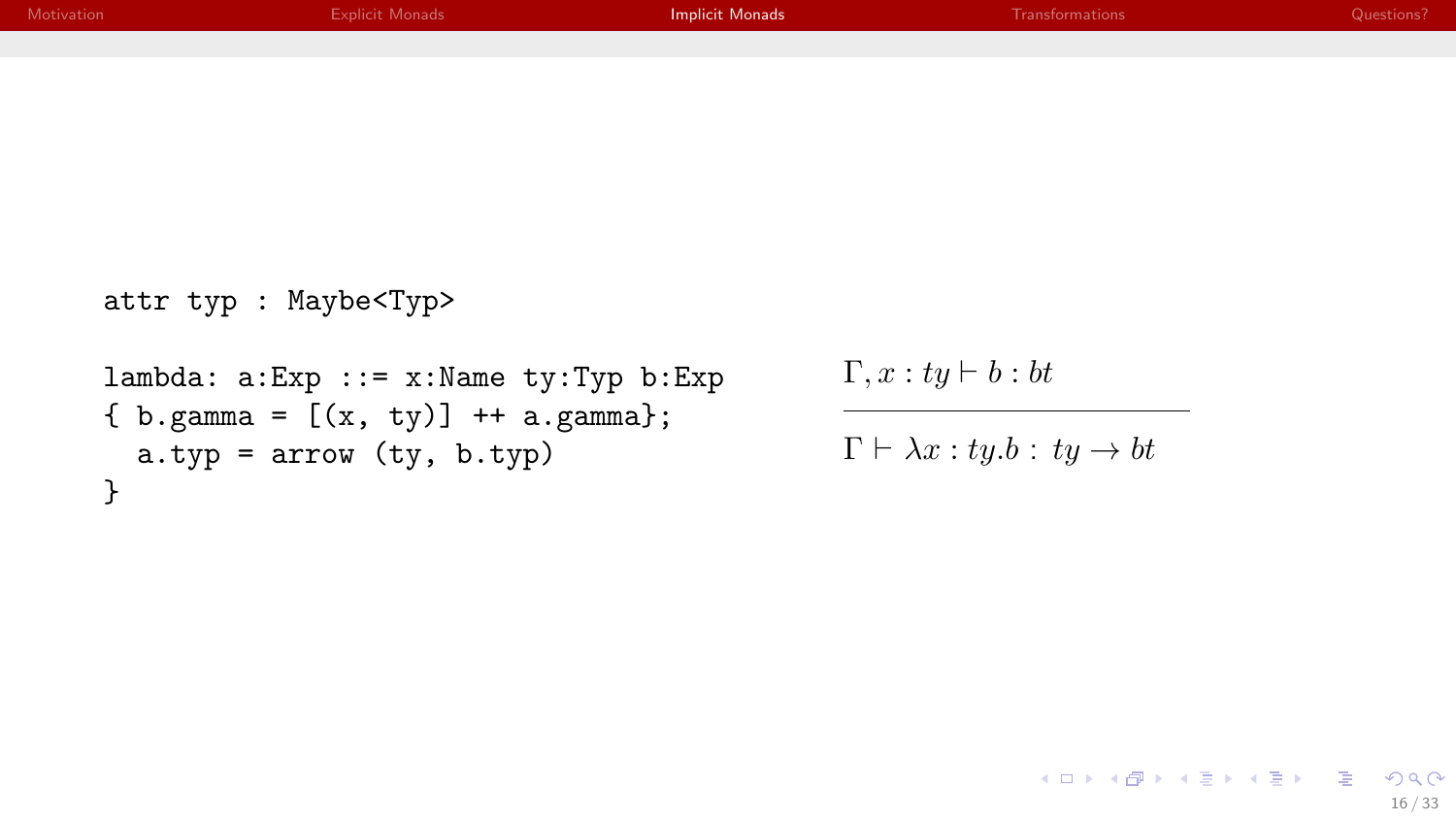```
attr typ : Maybe<Typ>

lambda: a:Exp ::= x:Name ty:Typ b:Exp
{ b.gamma = [(x, ty)] ++ a.gamma};
  a.typ = arrow (ty, b.typ)
}
```

$$\frac{\Gamma, x : ty \vdash b : bt}{\Gamma \vdash \lambda x : ty.b \, : \, ty \rightarrow bt}$$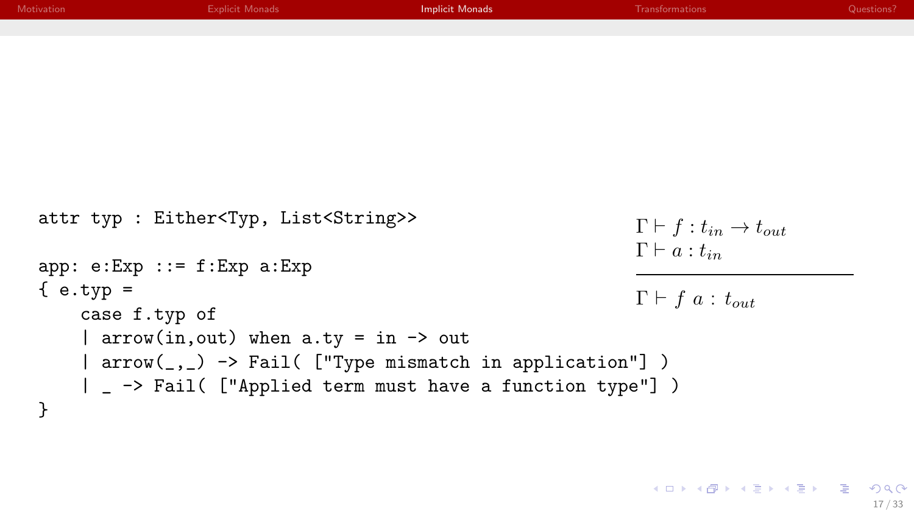```
attr typ : Either<Typ, List<String>>

app: e:Exp ::= f:Exp a:Exp
{ e.typ =
    case f.typ of
    | arrow(in,out) when a.ty = in -> out
    | arrow(_,_) -> Fail( ["Type mismatch in application"] )
    | _ -> Fail( ["Applied term must have a function type"] )
}
```

$$\frac{\Gamma \vdash f : t_{in} \rightarrow t_{out} \qquad \Gamma \vdash a : t_{in}}{\Gamma \vdash f\ a\ :\ t_{out}}$$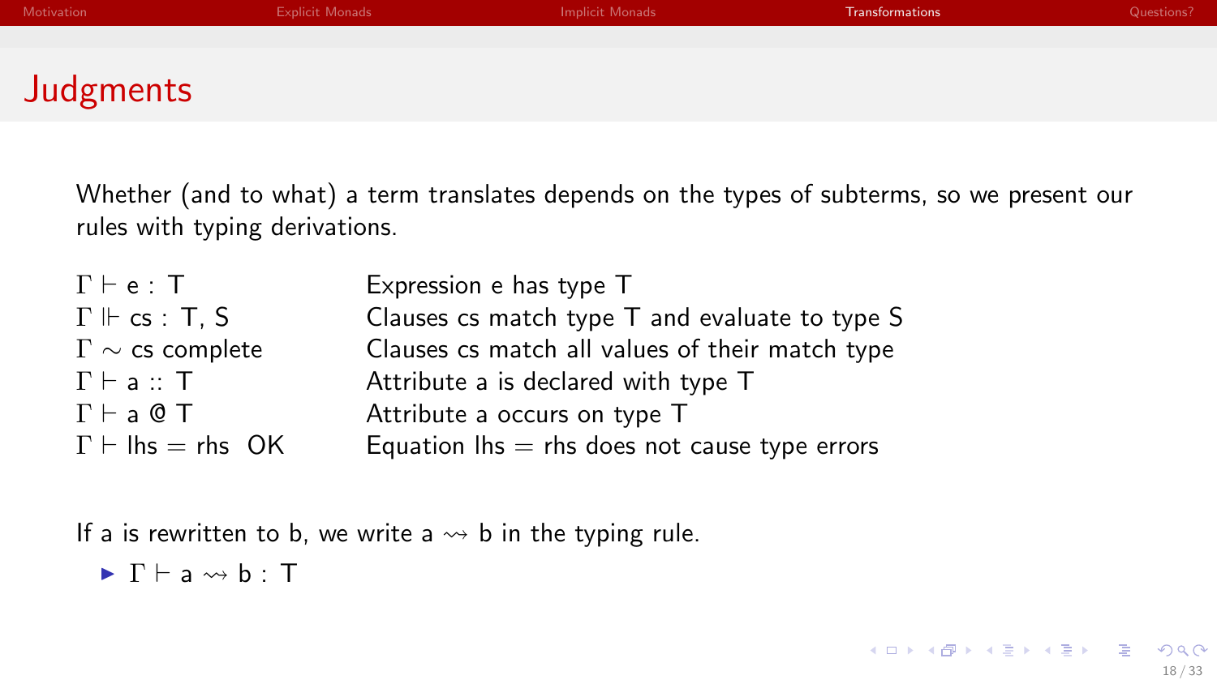# Judgments

Whether (and to what) a term translates depends on the types of subterms, so we present our rules with typing derivations.

| | |
|---|---|
| $\Gamma \vdash e : T$ | Expression e has type T |
| $\Gamma \Vdash cs : T, S$ | Clauses cs match type T and evaluate to type S |
| $\Gamma \sim cs$ complete | Clauses cs match all values of their match type |
| $\Gamma \vdash a :: T$ | Attribute a is declared with type T |
| $\Gamma \vdash a$ @ $T$ | Attribute a occurs on type T |
| $\Gamma \vdash lhs = rhs$ OK | Equation lhs = rhs does not cause type errors |

If a is rewritten to b, we write $a \rightsquigarrow b$ in the typing rule.

- $\Gamma \vdash a \rightsquigarrow b : T$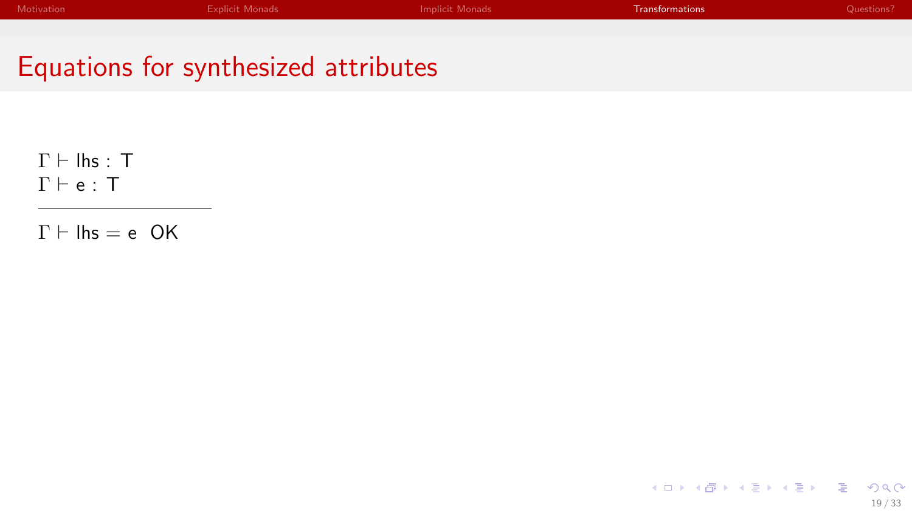# Equations for synthesized attributes

$$\frac{\Gamma \vdash \text{lhs} : T \qquad \Gamma \vdash e : T}{\Gamma \vdash \text{lhs} = e \ \ \text{OK}}$$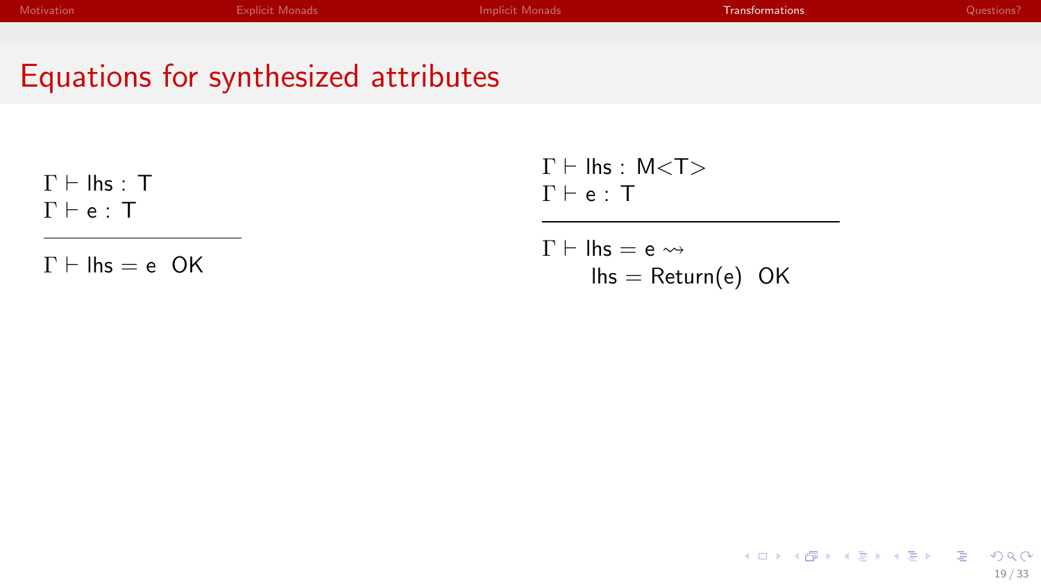# Equations for synthesized attributes

$$\frac{\Gamma \vdash \text{lhs} : \text{T} \qquad \Gamma \vdash \text{e} : \text{T}}{\Gamma \vdash \text{lhs} = \text{e} \;\; \text{OK}}$$

$$\frac{\Gamma \vdash \text{lhs} : \text{M<T>} \qquad \Gamma \vdash \text{e} : \text{T}}{\Gamma \vdash \text{lhs} = \text{e} \rightsquigarrow \text{lhs} = \text{Return(e)} \;\; \text{OK}}$$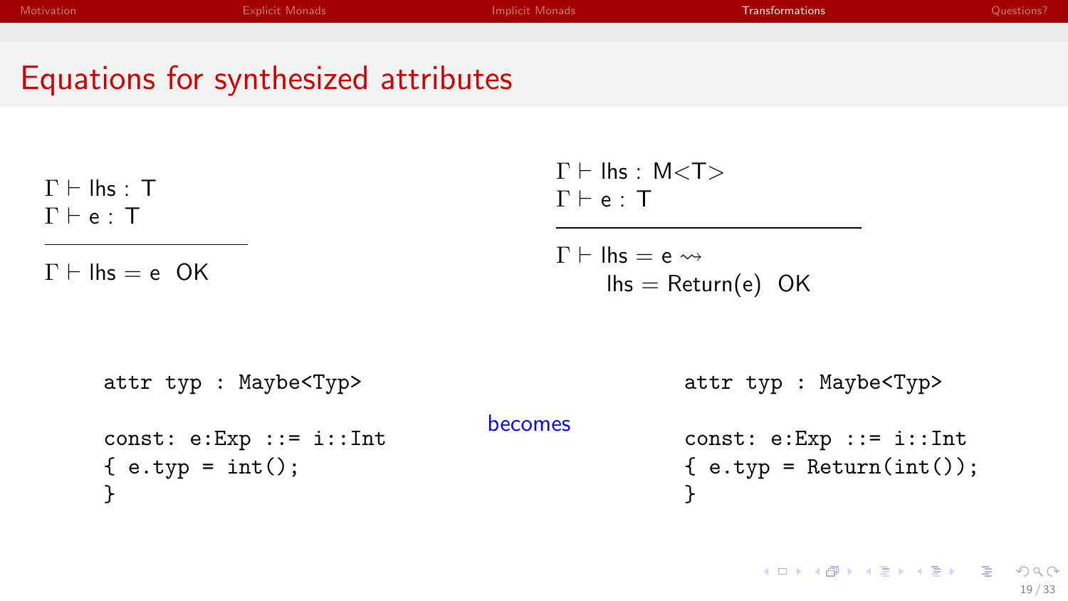# Equations for synthesized attributes

$$\frac{\Gamma \vdash \text{lhs} : \text{T} \qquad \Gamma \vdash \text{e} : \text{T}}{\Gamma \vdash \text{lhs} = \text{e} \;\; \text{OK}}$$

$$\frac{\Gamma \vdash \text{lhs} : \text{M<T>} \qquad \Gamma \vdash \text{e} : \text{T}}{\Gamma \vdash \text{lhs} = \text{e} \rightsquigarrow \text{lhs} = \text{Return(e)} \;\; \text{OK}}$$

```
attr typ : Maybe<Typ>

const: e:Exp ::= i::Int
{ e.typ = int();
}
```

becomes

```
attr typ : Maybe<Typ>

const: e:Exp ::= i::Int
{ e.typ = Return(int());
}
```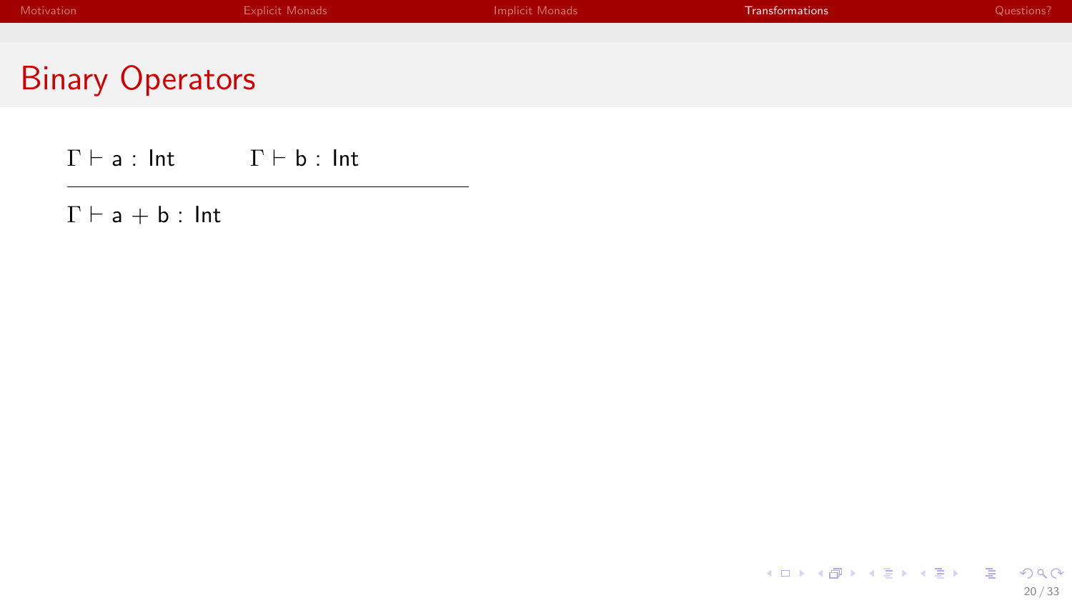# Binary Operators

$$\frac{\Gamma \vdash a : \text{Int} \qquad \Gamma \vdash b : \text{Int}}{\Gamma \vdash a + b : \text{Int}}$$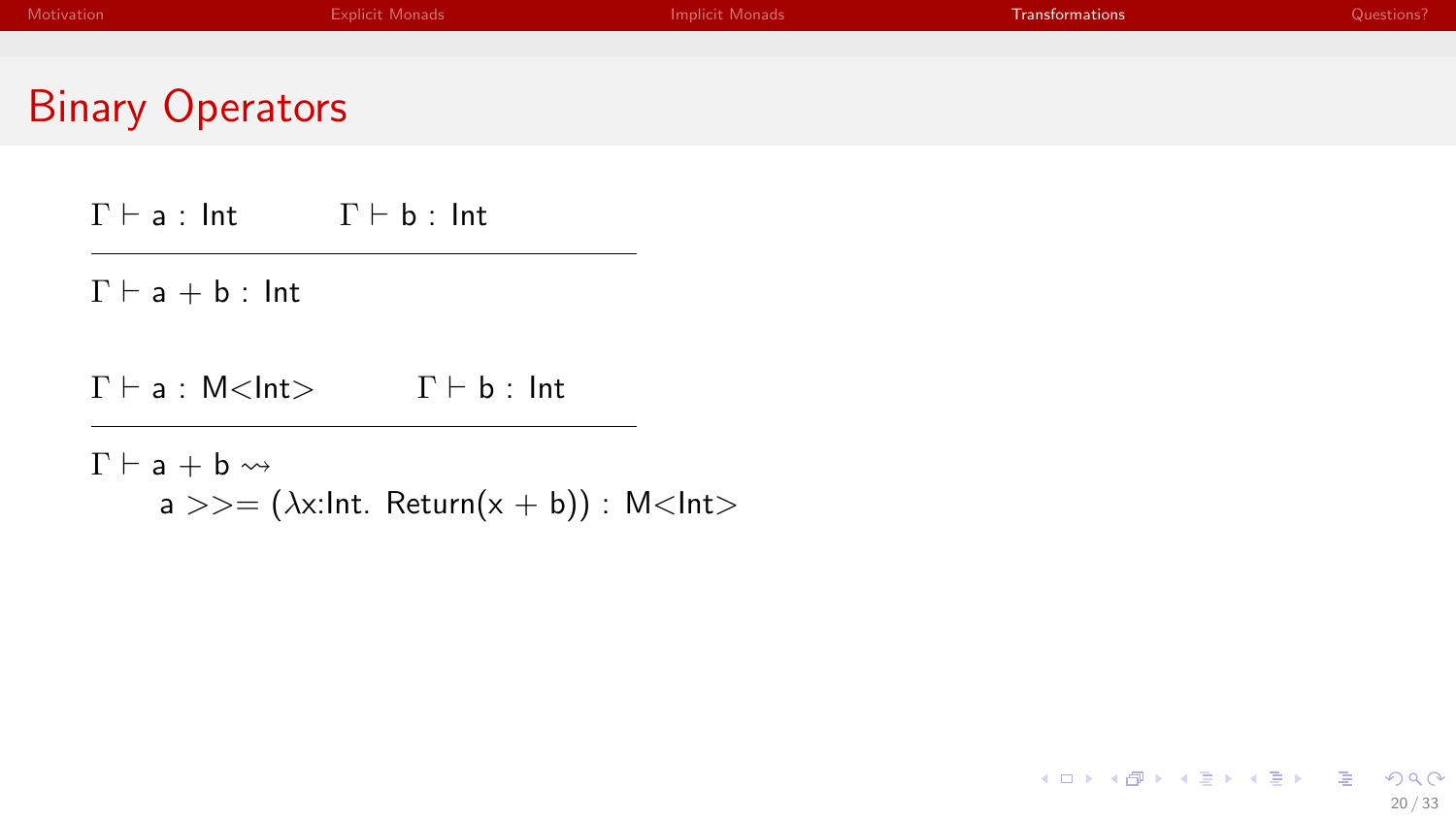# Binary Operators

$$\frac{\Gamma \vdash \mathsf{a} : \mathsf{Int} \qquad \Gamma \vdash \mathsf{b} : \mathsf{Int}}{\Gamma \vdash \mathsf{a} + \mathsf{b} : \mathsf{Int}}$$

$$\frac{\Gamma \vdash \mathsf{a} : \mathsf{M}{<}\mathsf{Int}{>} \qquad \Gamma \vdash \mathsf{b} : \mathsf{Int}}{\Gamma \vdash \mathsf{a} + \mathsf{b} \rightsquigarrow \mathsf{a} >>= (\lambda \mathsf{x}{:}\mathsf{Int}.\ \mathsf{Return}(\mathsf{x} + \mathsf{b})) : \mathsf{M}{<}\mathsf{Int}{>}}$$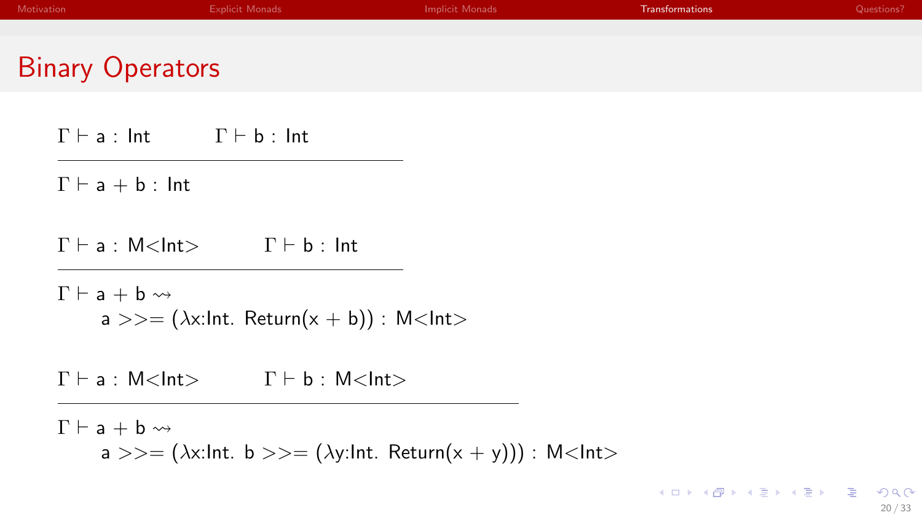# Binary Operators

$$\frac{\Gamma \vdash \text{a} : \text{Int} \qquad \Gamma \vdash \text{b} : \text{Int}}{\Gamma \vdash \text{a} + \text{b} : \text{Int}}$$

$$\frac{\Gamma \vdash \text{a} : \text{M<Int>} \qquad \Gamma \vdash \text{b} : \text{Int}}{\Gamma \vdash \text{a} + \text{b} \rightsquigarrow \text{a} >>= (\lambda \text{x:Int. Return(x} + \text{b)) : M<Int>}}$$

$$\frac{\Gamma \vdash \text{a} : \text{M<Int>} \qquad \Gamma \vdash \text{b} : \text{M<Int>}}{\Gamma \vdash \text{a} + \text{b} \rightsquigarrow \text{a} >>= (\lambda \text{x:Int. b} >>= (\lambda \text{y:Int. Return(x} + \text{y))) : M<Int>}}$$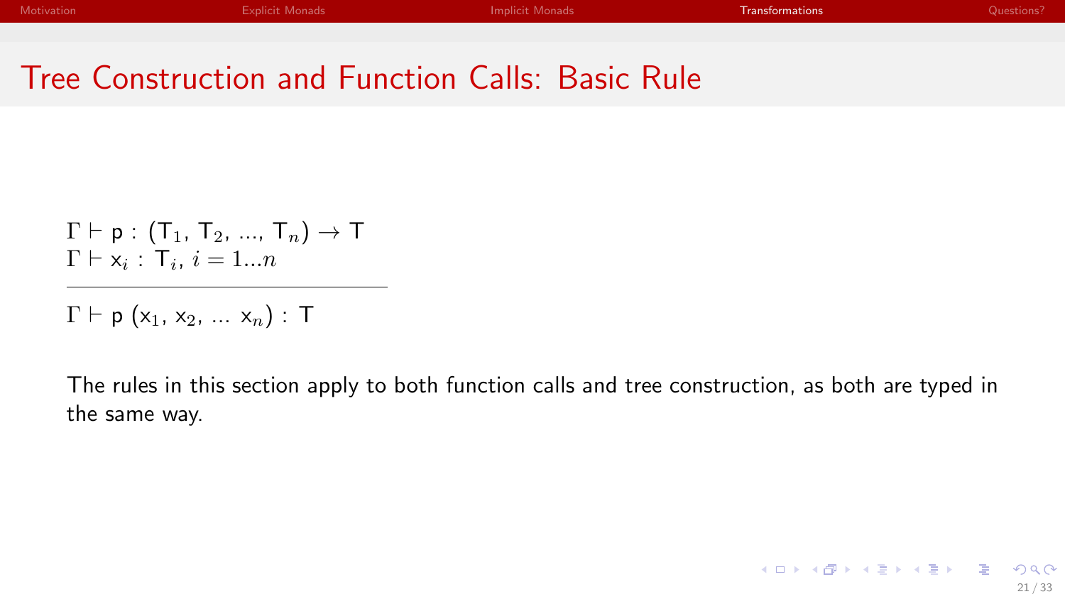## Tree Construction and Function Calls: Basic Rule

$$\frac{\Gamma \vdash \mathsf{p} : (\mathsf{T}_1,\ \mathsf{T}_2,\ \ldots,\ \mathsf{T}_n) \rightarrow \mathsf{T} \qquad \Gamma \vdash \mathsf{x}_i : \mathsf{T}_i,\ i = 1 \ldots n}{\Gamma \vdash \mathsf{p}\ (\mathsf{x}_1,\ \mathsf{x}_2,\ \ldots\ \mathsf{x}_n) : \mathsf{T}}$$

The rules in this section apply to both function calls and tree construction, as both are typed in the same way.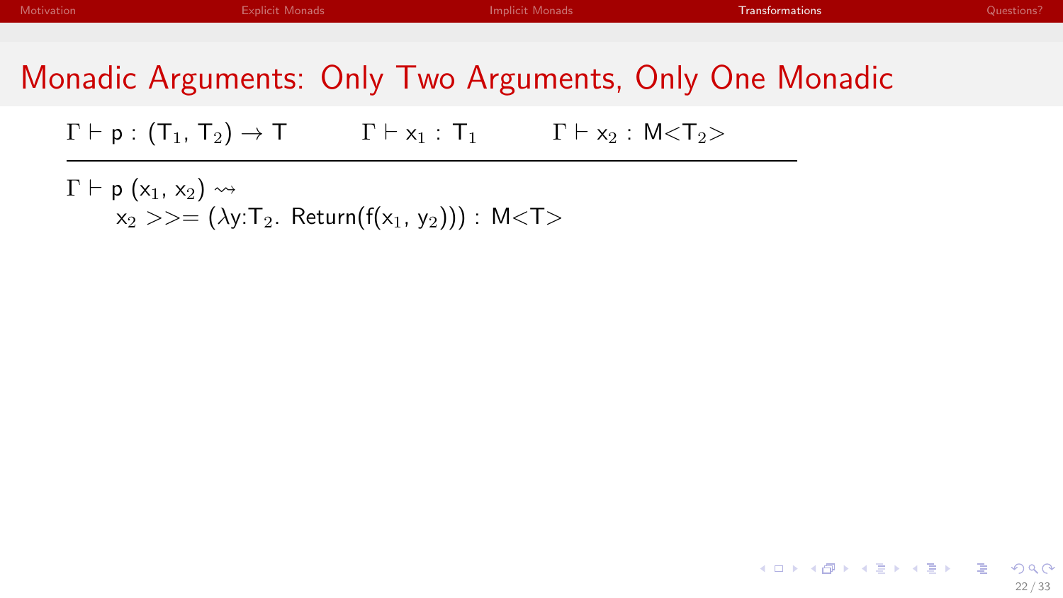# Monadic Arguments: Only Two Arguments, Only One Monadic

$$\frac{\Gamma \vdash \mathsf{p} : (\mathsf{T}_1,\ \mathsf{T}_2) \rightarrow \mathsf{T} \qquad \Gamma \vdash \mathsf{x}_1 : \mathsf{T}_1 \qquad \Gamma \vdash \mathsf{x}_2 : \mathsf{M}{<}\mathsf{T}_2{>}}{\begin{array}{l}\Gamma \vdash \mathsf{p}\ (\mathsf{x}_1,\ \mathsf{x}_2) \rightsquigarrow \\ \qquad \mathsf{x}_2 >>= (\lambda \mathsf{y}{:}\mathsf{T}_2.\ \mathsf{Return}(\mathsf{f}(\mathsf{x}_1,\ \mathsf{y}_2))) : \mathsf{M}{<}\mathsf{T}{>}\end{array}}$$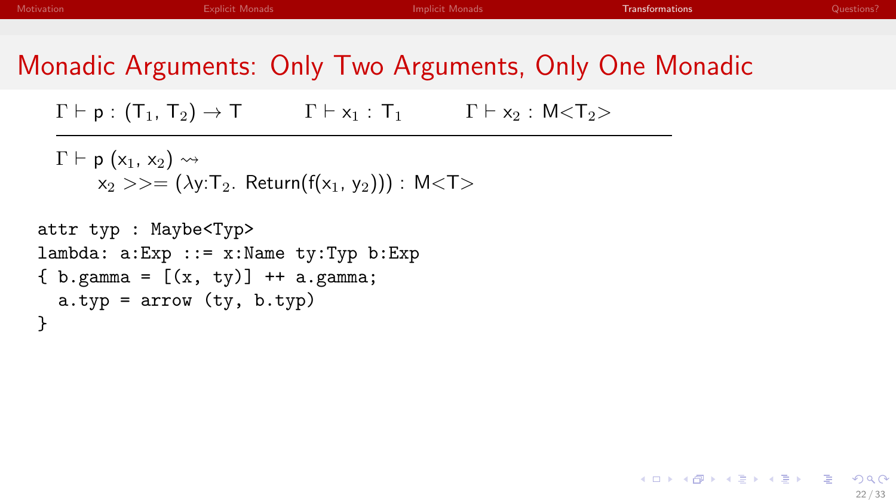# Monadic Arguments: Only Two Arguments, Only One Monadic

$$\frac{\Gamma \vdash \mathsf{p} : (\mathsf{T}_1, \mathsf{T}_2) \rightarrow \mathsf{T} \qquad \Gamma \vdash \mathsf{x}_1 : \mathsf{T}_1 \qquad \Gamma \vdash \mathsf{x}_2 : \mathsf{M}{<}\mathsf{T}_2{>}}{\Gamma \vdash \mathsf{p}\ (\mathsf{x}_1, \mathsf{x}_2) \rightsquigarrow \mathsf{x}_2 >\!\!>\!= (\lambda \mathsf{y}{:}\mathsf{T}_2.\ \mathsf{Return}(\mathsf{f}(\mathsf{x}_1, \mathsf{y}_2))) : \mathsf{M}{<}\mathsf{T}{>}}$$

```
attr typ : Maybe<Typ>
lambda: a:Exp ::= x:Name ty:Typ b:Exp
{ b.gamma = [(x, ty)] ++ a.gamma;
  a.typ = arrow (ty, b.typ)
}
```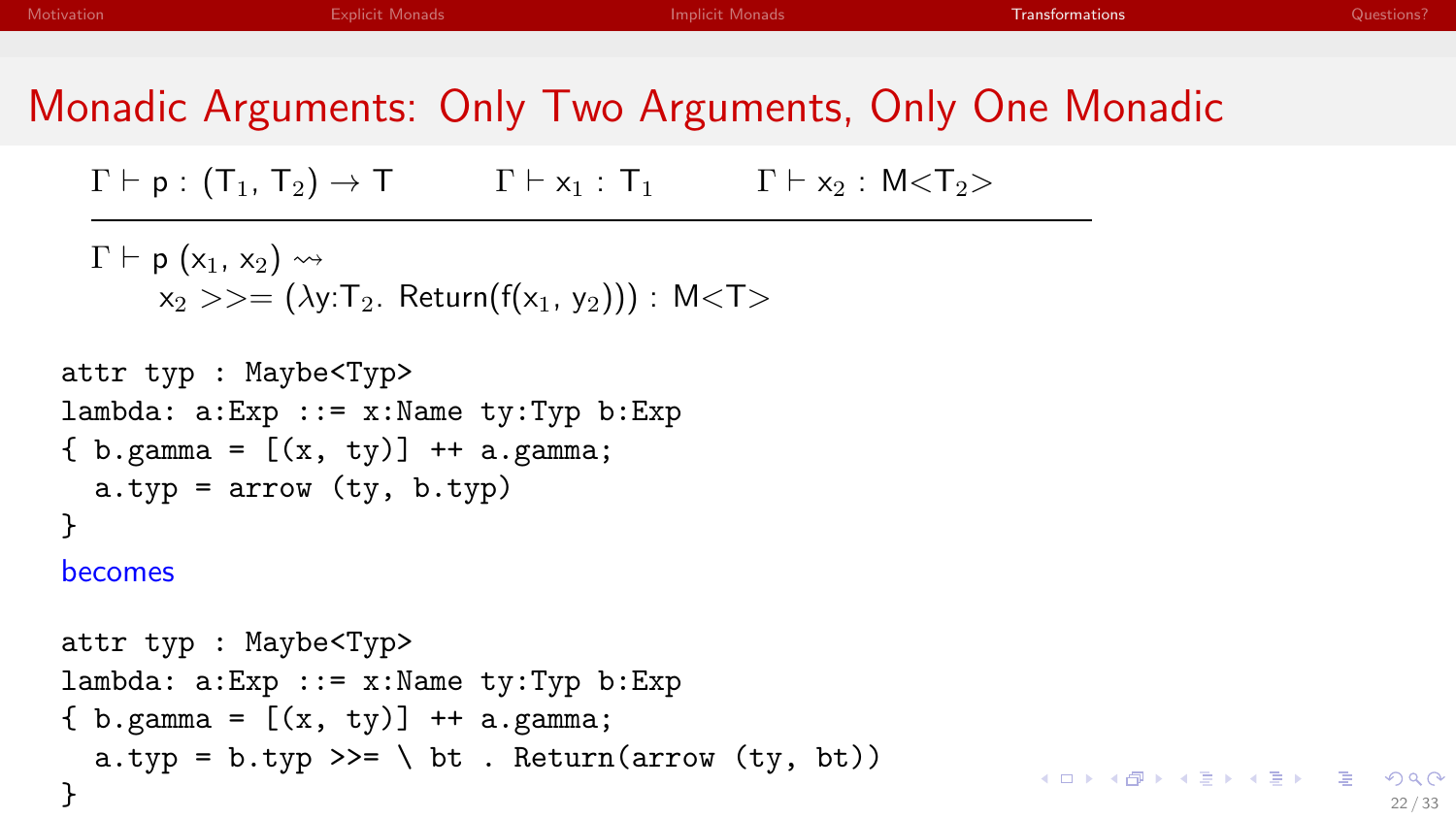# Monadic Arguments: Only Two Arguments, Only One Monadic

$$\frac{\Gamma \vdash \mathsf{p} : (\mathsf{T}_1, \mathsf{T}_2) \rightarrow \mathsf{T} \qquad \Gamma \vdash \mathsf{x}_1 : \mathsf{T}_1 \qquad \Gamma \vdash \mathsf{x}_2 : \mathsf{M}{<}\mathsf{T}_2{>}}{\Gamma \vdash \mathsf{p}\ (\mathsf{x}_1, \mathsf{x}_2) \rightsquigarrow \mathsf{x}_2 >\!\!>\!= (\lambda \mathsf{y}{:}\mathsf{T}_2.\ \mathsf{Return}(\mathsf{f}(\mathsf{x}_1, \mathsf{y}_2))) : \mathsf{M}{<}\mathsf{T}{>}}$$

```
attr typ : Maybe<Typ>
lambda: a:Exp ::= x:Name ty:Typ b:Exp
{ b.gamma = [(x, ty)] ++ a.gamma;
  a.typ = arrow (ty, b.typ)
}
```

becomes

```
attr typ : Maybe<Typ>
lambda: a:Exp ::= x:Name ty:Typ b:Exp
{ b.gamma = [(x, ty)] ++ a.gamma;
  a.typ = b.typ >>= \ bt . Return(arrow (ty, bt))
}
```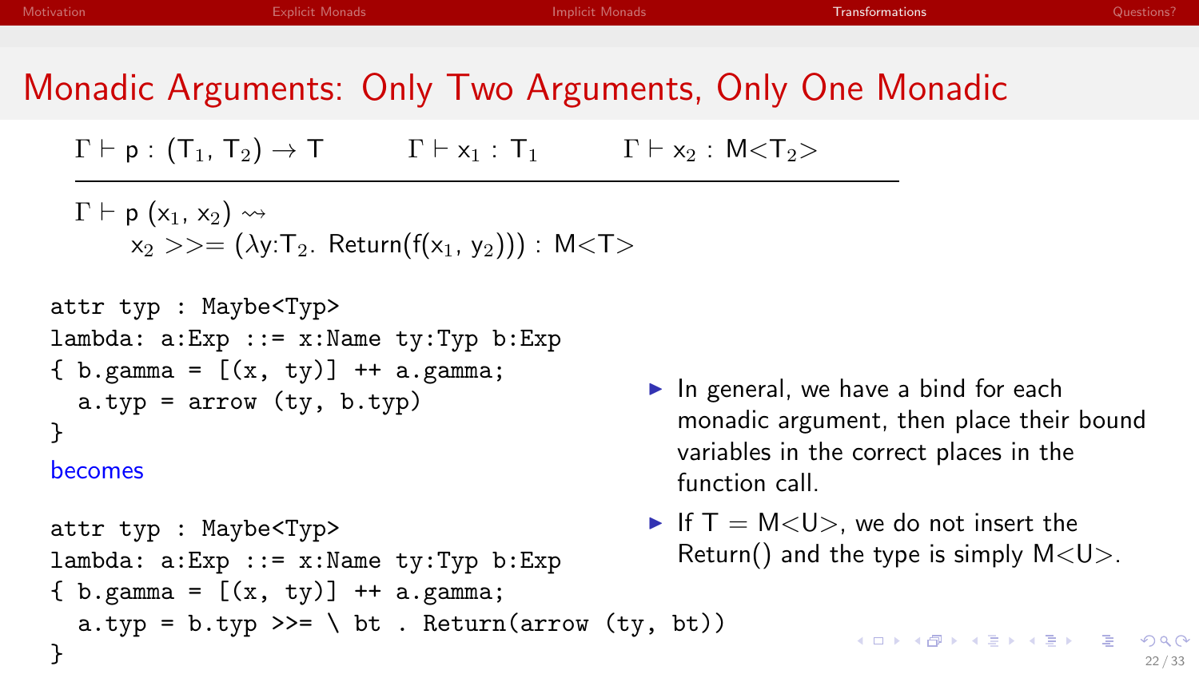# Monadic Arguments: Only Two Arguments, Only One Monadic

$$\frac{\Gamma \vdash \mathsf{p} : (\mathsf{T}_1, \mathsf{T}_2) \rightarrow \mathsf{T} \qquad \Gamma \vdash \mathsf{x}_1 : \mathsf{T}_1 \qquad \Gamma \vdash \mathsf{x}_2 : \mathsf{M}{<}\mathsf{T}_2{>}}{\Gamma \vdash \mathsf{p}\ (\mathsf{x}_1, \mathsf{x}_2) \rightsquigarrow \mathsf{x}_2 >\!>= (\lambda \mathsf{y}{:}\mathsf{T}_2.\ \mathsf{Return}(\mathsf{f}(\mathsf{x}_1, \mathsf{y}_2))) : \mathsf{M}{<}\mathsf{T}{>}}$$

```
attr typ : Maybe<Typ>
lambda: a:Exp ::= x:Name ty:Typ b:Exp
{ b.gamma = [(x, ty)] ++ a.gamma;
  a.typ = arrow (ty, b.typ)
}
```

becomes

```
attr typ : Maybe<Typ>
lambda: a:Exp ::= x:Name ty:Typ b:Exp
{ b.gamma = [(x, ty)] ++ a.gamma;
  a.typ = b.typ >>= \ bt . Return(arrow (ty, bt))
}
```

- In general, we have a bind for each monadic argument, then place their bound variables in the correct places in the function call.
- If $\mathsf{T} = \mathsf{M}{<}\mathsf{U}{>}$, we do not insert the Return() and the type is simply $\mathsf{M}{<}\mathsf{U}{>}$.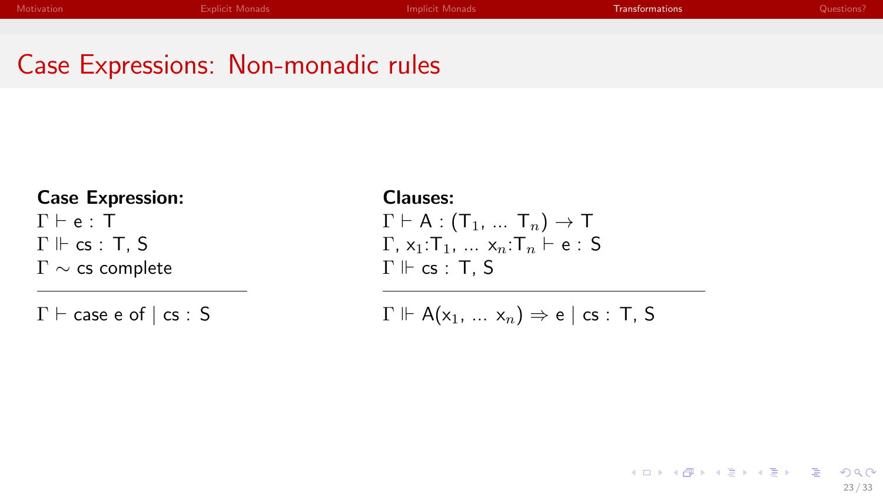# Case Expressions: Non-monadic rules

**Case Expression:**

$\Gamma \vdash$ e : T
$\Gamma \Vdash$ cs : T, S
$\Gamma \sim$ cs complete

$$\frac{\Gamma \vdash \text{e} : \text{T} \qquad \Gamma \Vdash \text{cs} : \text{T, S} \qquad \Gamma \sim \text{cs complete}}{\Gamma \vdash \text{case e of} \mid \text{cs} : \text{S}}$$

**Clauses:**

$\Gamma \vdash$ A : $(\text{T}_1, \ldots \text{T}_n) \rightarrow$ T
$\Gamma$, $\text{x}_1{:}\text{T}_1, \ldots \text{x}_n{:}\text{T}_n \vdash$ e : S
$\Gamma \Vdash$ cs : T, S

$$\frac{\Gamma \vdash \text{A} : (\text{T}_1, \ldots \text{T}_n) \rightarrow \text{T} \qquad \Gamma, \text{x}_1{:}\text{T}_1, \ldots \text{x}_n{:}\text{T}_n \vdash \text{e} : \text{S} \qquad \Gamma \Vdash \text{cs} : \text{T, S}}{\Gamma \Vdash \text{A}(\text{x}_1, \ldots \text{x}_n) \Rightarrow \text{e} \mid \text{cs} : \text{T, S}}$$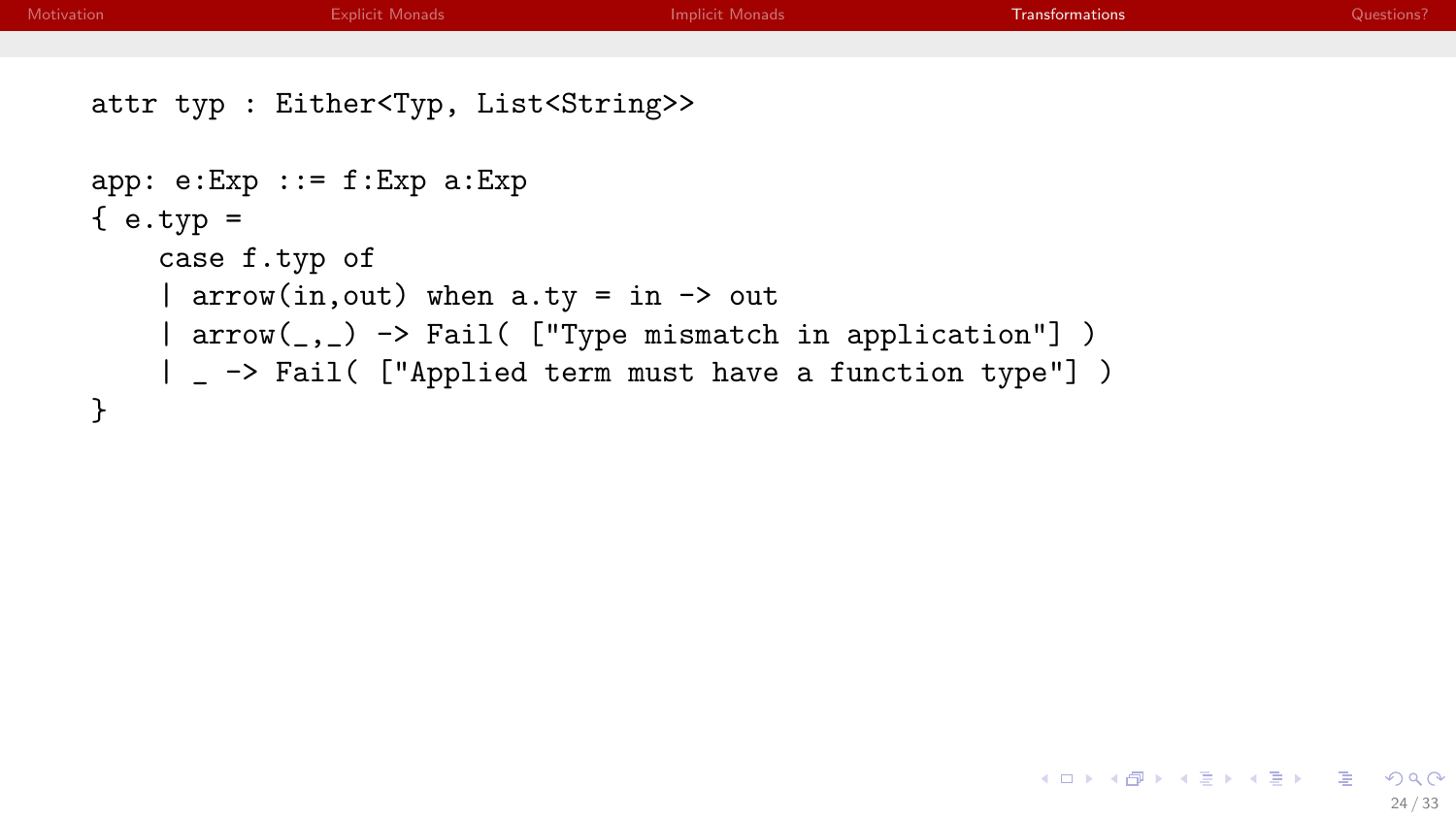```
attr typ : Either<Typ, List<String>>

app: e:Exp ::= f:Exp a:Exp
{ e.typ =
    case f.typ of
    | arrow(in,out) when a.ty = in -> out
    | arrow(_,_) -> Fail( ["Type mismatch in application"] )
    | _ -> Fail( ["Applied term must have a function type"] )
}
```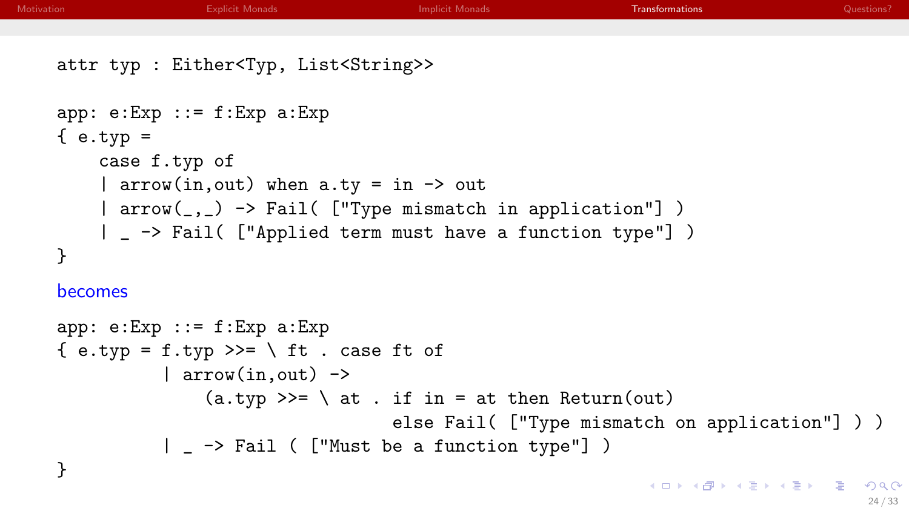```
attr typ : Either<Typ, List<String>>

app: e:Exp ::= f:Exp a:Exp
{ e.typ =
    case f.typ of
    | arrow(in,out) when a.ty = in -> out
    | arrow(_,_) -> Fail( ["Type mismatch in application"] )
    | _ -> Fail( ["Applied term must have a function type"] )
}
```

becomes

```
app: e:Exp ::= f:Exp a:Exp
{ e.typ = f.typ >>= \ ft . case ft of
          | arrow(in,out) ->
              (a.typ >>= \ at . if in = at then Return(out)
                                else Fail( ["Type mismatch on application"] ) )
          | _ -> Fail ( ["Must be a function type"] )
}
```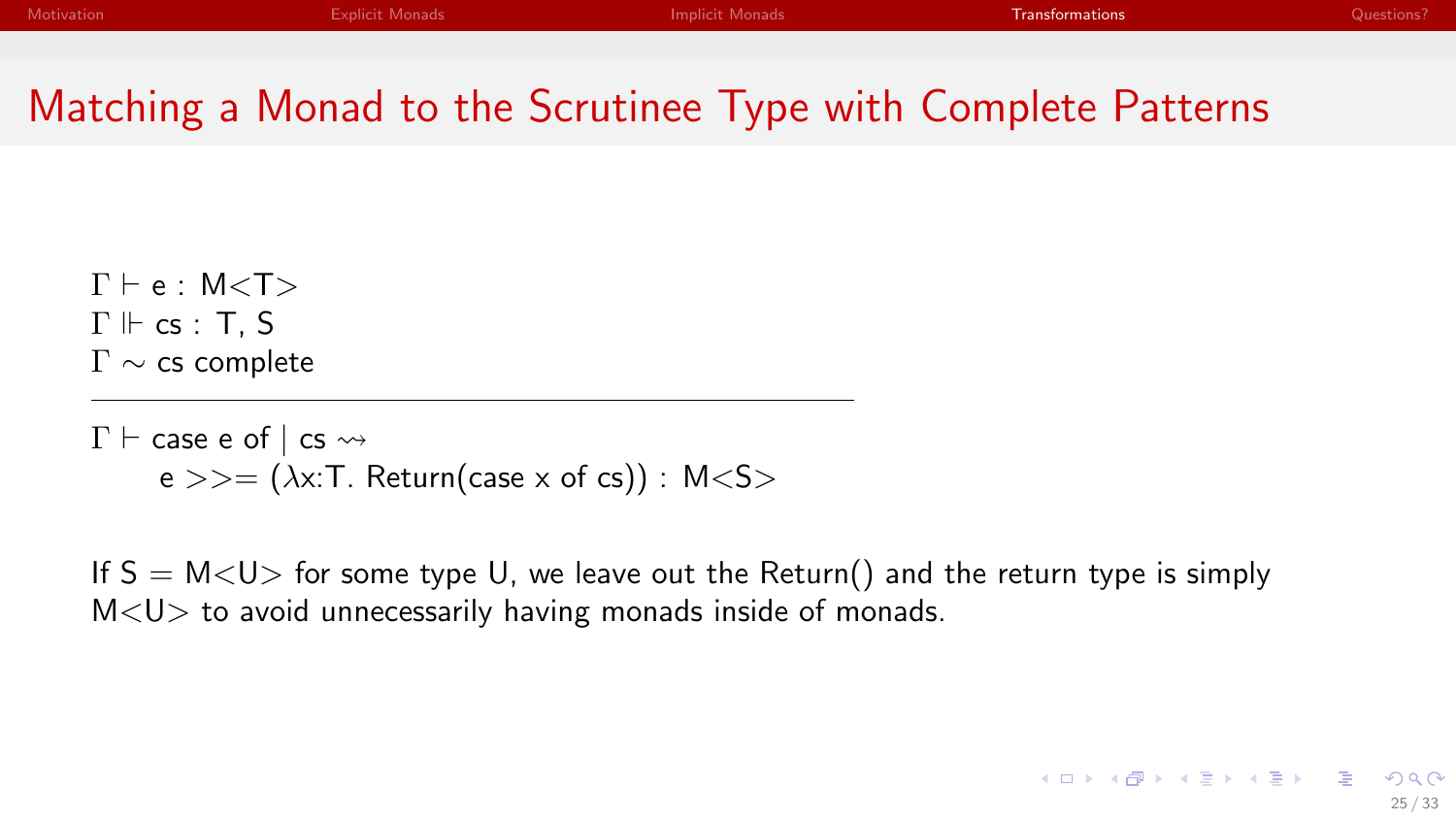# Matching a Monad to the Scrutinee Type with Complete Patterns

$$\frac{\Gamma \vdash \text{e} : \text{M}\!<\!\text{T}\!> \qquad \Gamma \Vdash \text{cs} : \text{T, S} \qquad \Gamma \sim \text{cs complete}}{\Gamma \vdash \text{case e of} \mid \text{cs} \rightsquigarrow \text{e} >\!>\!= (\lambda \text{x:T. Return(case x of cs)}) : \text{M}\!<\!\text{S}\!>}$$

If S = M<U> for some type U, we leave out the Return() and the return type is simply M<U> to avoid unnecessarily having monads inside of monads.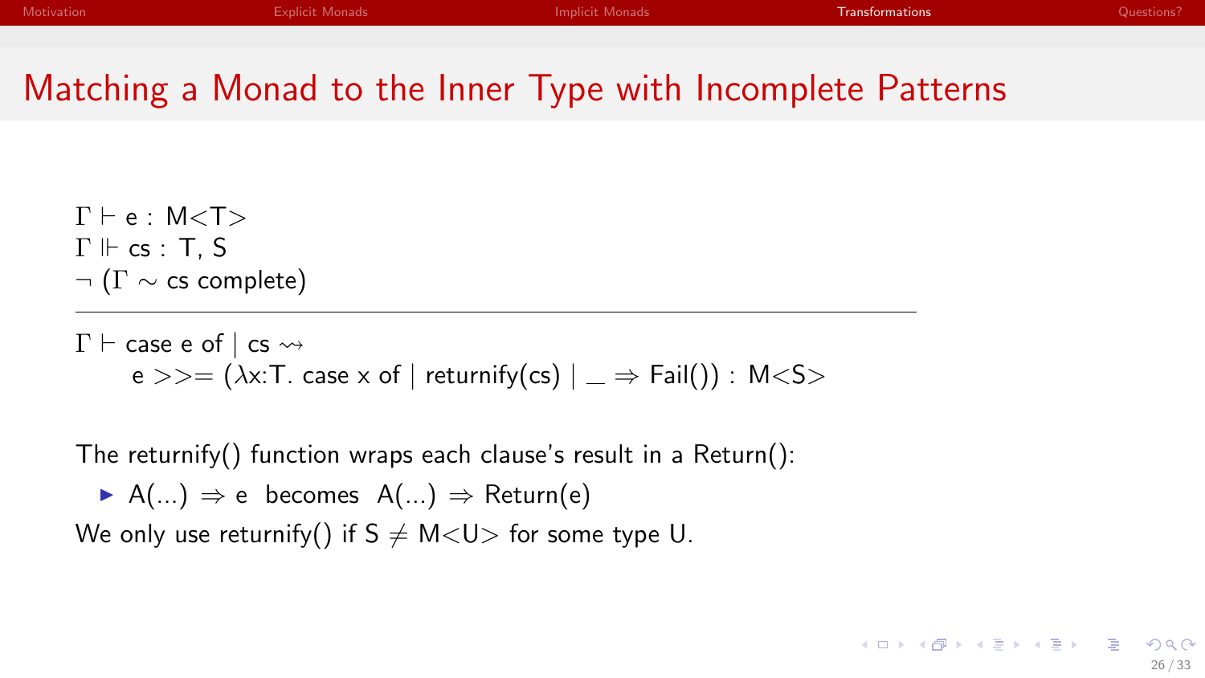# Matching a Monad to the Inner Type with Incomplete Patterns

$$\frac{\Gamma \vdash \text{e} : \text{M<T>} \qquad \Gamma \Vdash \text{cs} : \text{T}, \text{S} \qquad \neg\,(\Gamma \sim \text{cs complete})}{\Gamma \vdash \text{case e of} \mid \text{cs} \rightsquigarrow \text{e} >>= (\lambda \text{x:T. case x of} \mid \text{returnify(cs)} \mid \_ \Rightarrow \text{Fail())} : \text{M<S>}}$$

The returnify() function wraps each clause's result in a Return():

- A(...) $\Rightarrow$ e  becomes  A(...) $\Rightarrow$ Return(e)

We only use returnify() if S $\neq$ M<U> for some type U.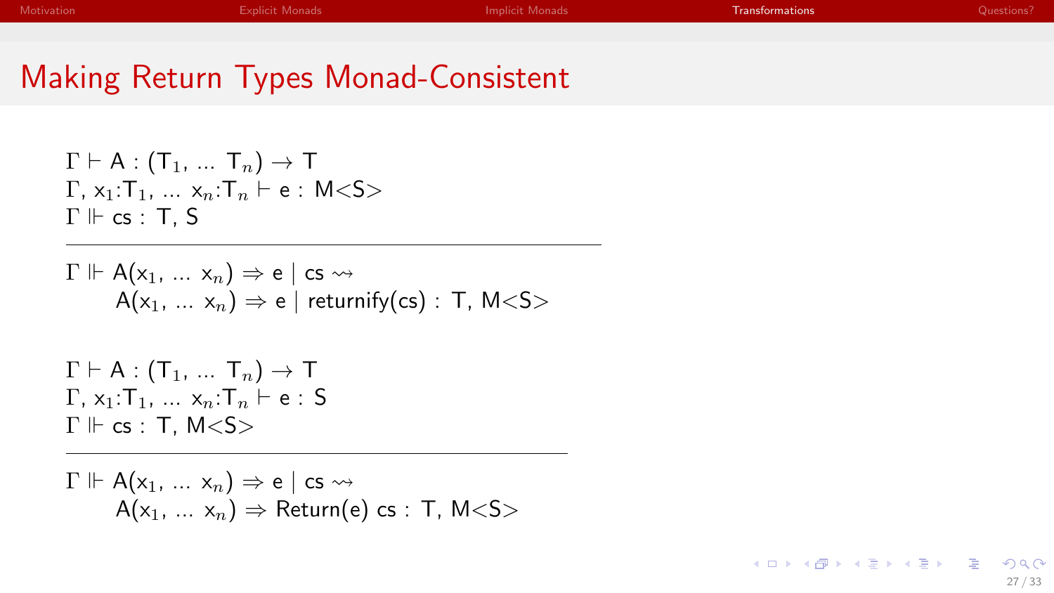# Making Return Types Monad-Consistent

$$\frac{\Gamma \vdash \mathsf{A} : (\mathsf{T}_1, \ldots\ \mathsf{T}_n) \rightarrow \mathsf{T} \qquad \Gamma, \mathsf{x}_1{:}\mathsf{T}_1, \ldots\ \mathsf{x}_n{:}\mathsf{T}_n \vdash \mathsf{e} : \mathsf{M}{<}\mathsf{S}{>} \qquad \Gamma \Vdash \mathsf{cs} : \mathsf{T}, \mathsf{S}}{\Gamma \Vdash \mathsf{A}(\mathsf{x}_1, \ldots\ \mathsf{x}_n) \Rightarrow \mathsf{e} \mid \mathsf{cs} \rightsquigarrow \mathsf{A}(\mathsf{x}_1, \ldots\ \mathsf{x}_n) \Rightarrow \mathsf{e} \mid \mathsf{returnify(cs)} : \mathsf{T}, \mathsf{M}{<}\mathsf{S}{>}}$$

$$\frac{\Gamma \vdash \mathsf{A} : (\mathsf{T}_1, \ldots\ \mathsf{T}_n) \rightarrow \mathsf{T} \qquad \Gamma, \mathsf{x}_1{:}\mathsf{T}_1, \ldots\ \mathsf{x}_n{:}\mathsf{T}_n \vdash \mathsf{e} : \mathsf{S} \qquad \Gamma \Vdash \mathsf{cs} : \mathsf{T}, \mathsf{M}{<}\mathsf{S}{>}}{\Gamma \Vdash \mathsf{A}(\mathsf{x}_1, \ldots\ \mathsf{x}_n) \Rightarrow \mathsf{e} \mid \mathsf{cs} \rightsquigarrow \mathsf{A}(\mathsf{x}_1, \ldots\ \mathsf{x}_n) \Rightarrow \mathsf{Return(e)}\ \mathsf{cs} : \mathsf{T}, \mathsf{M}{<}\mathsf{S}{>}}$$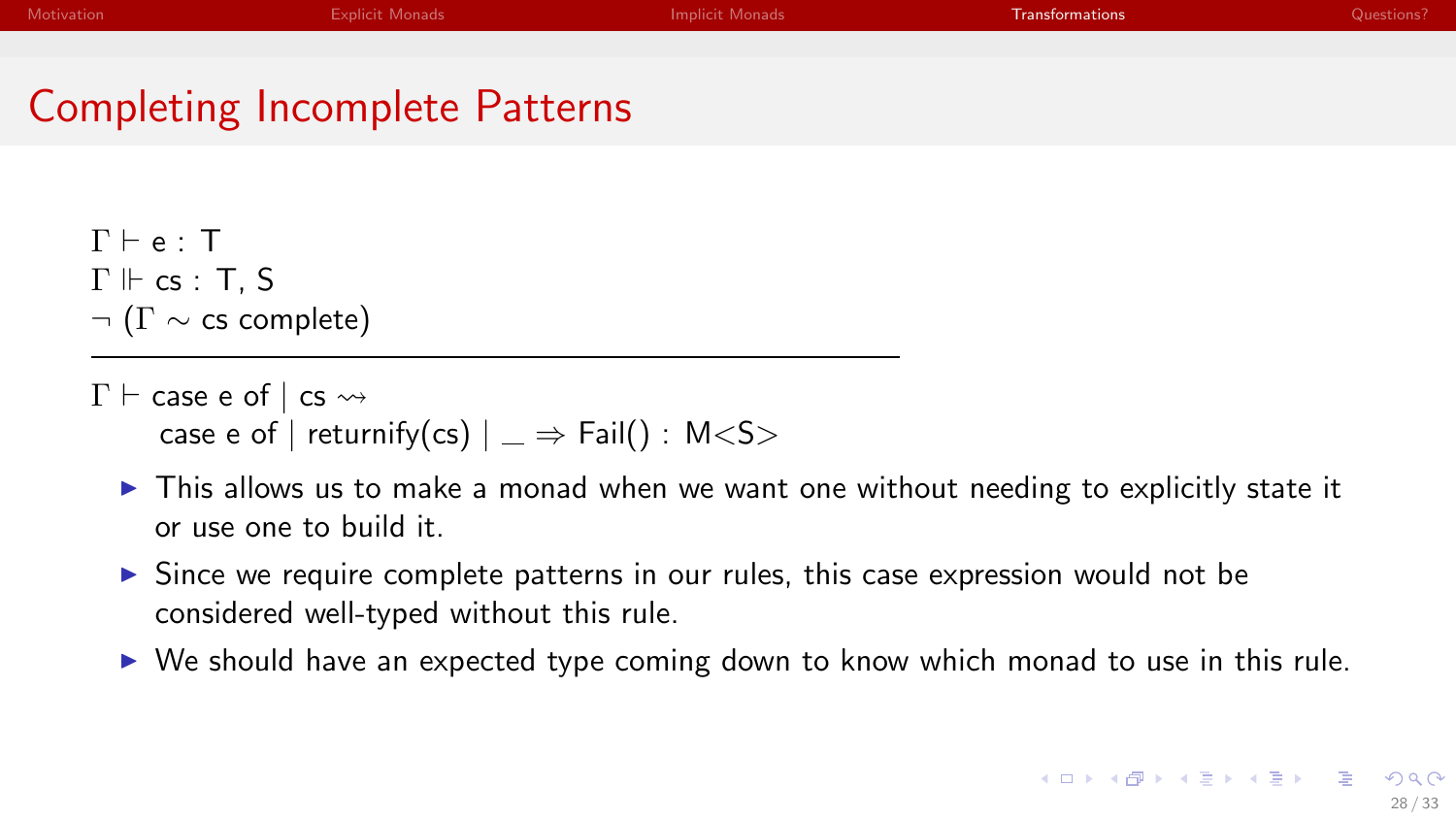# Completing Incomplete Patterns

$$
\frac{\Gamma \vdash \text{e} : \text{T} \qquad \Gamma \Vdash \text{cs} : \text{T}, \text{S} \qquad \neg\,(\Gamma \sim \text{cs complete})}{\Gamma \vdash \text{case e of} \mid \text{cs} \rightsquigarrow \text{case e of} \mid \text{returnify(cs)} \mid \_ \Rightarrow \text{Fail()} : \text{M<S>}}
$$

- This allows us to make a monad when we want one without needing to explicitly state it or use one to build it.
- Since we require complete patterns in our rules, this case expression would not be considered well-typed without this rule.
- We should have an expected type coming down to know which monad to use in this rule.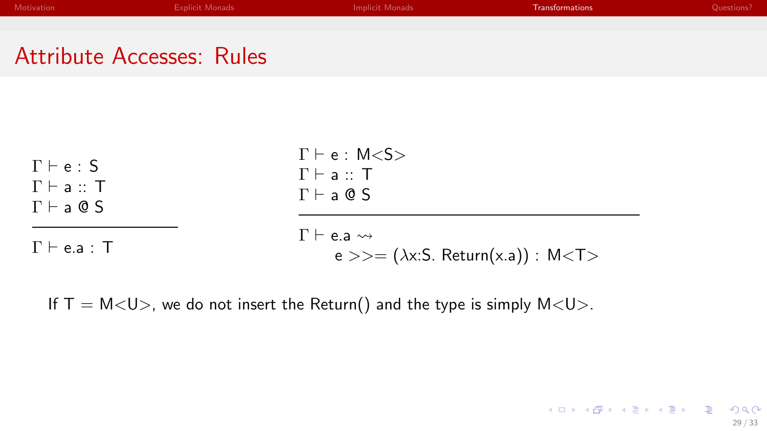# Attribute Accesses: Rules

$$\frac{\Gamma \vdash \text{e} : \text{S} \quad \Gamma \vdash \text{a} :: \text{T} \quad \Gamma \vdash \text{a} \;@\; \text{S}}{\Gamma \vdash \text{e.a} : \text{T}}$$

$$\frac{\Gamma \vdash \text{e} : \text{M}\langle \text{S} \rangle \quad \Gamma \vdash \text{a} :: \text{T} \quad \Gamma \vdash \text{a} \;@\; \text{S}}{\Gamma \vdash \text{e.a} \rightsquigarrow \text{e} >>= (\lambda \text{x:S. Return(x.a)}) : \text{M}\langle \text{T} \rangle}$$

If $\text{T} = \text{M}\langle\text{U}\rangle$, we do not insert the Return() and the type is simply $\text{M}\langle\text{U}\rangle$.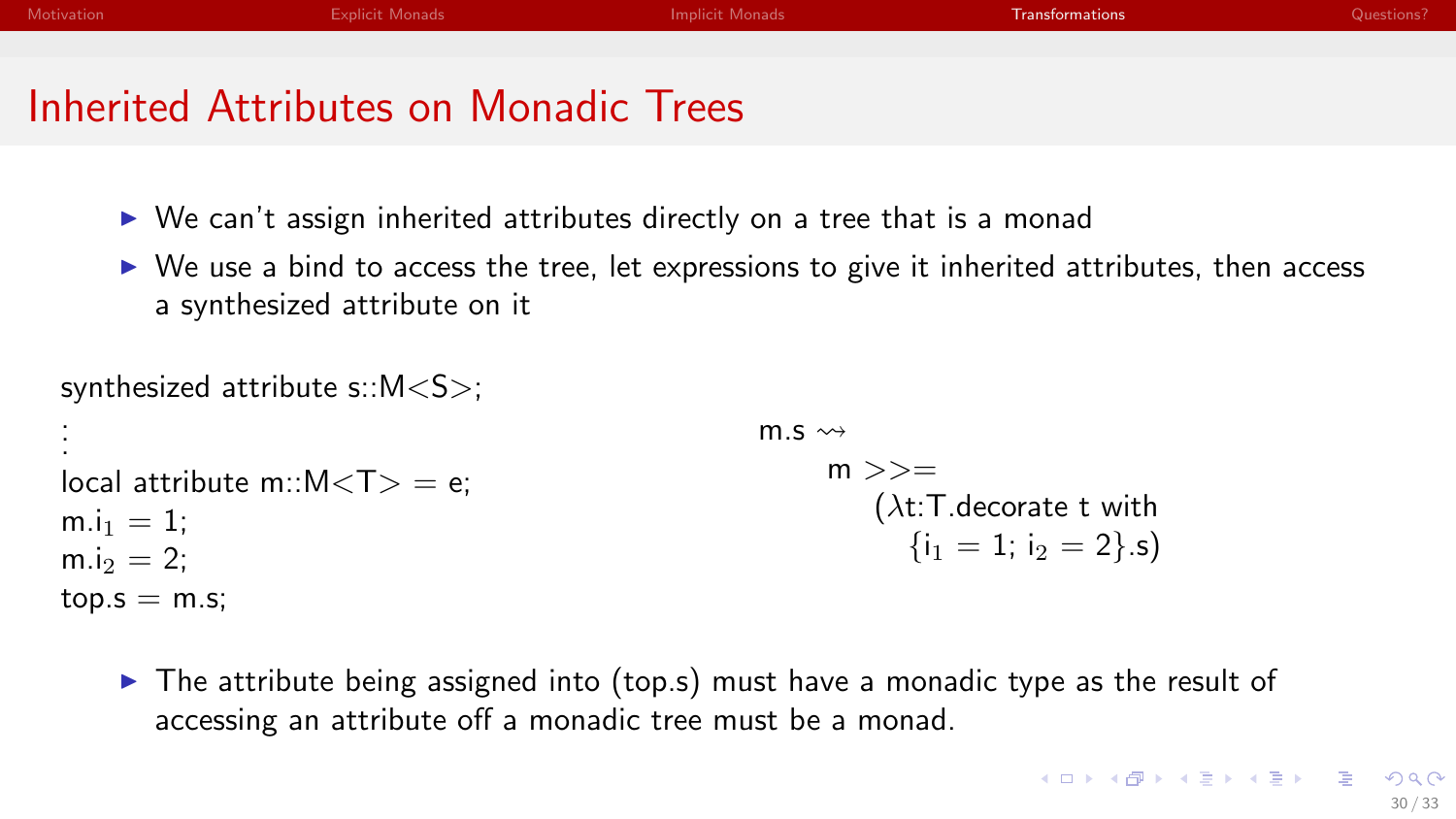# Inherited Attributes on Monadic Trees

- We can't assign inherited attributes directly on a tree that is a monad
- We use a bind to access the tree, let expressions to give it inherited attributes, then access a synthesized attribute on it

```
synthesized attribute s::M<S>;
⋮
local attribute m::M<T> = e;
m.i1 = 1;
m.i2 = 2;
top.s = m.s;
```

```
m.s ⇝
    m >>=
      (λt:T.decorate t with
         {i1 = 1; i2 = 2}.s)
```

- The attribute being assigned into (top.s) must have a monadic type as the result of accessing an attribute off a monadic tree must be a monad.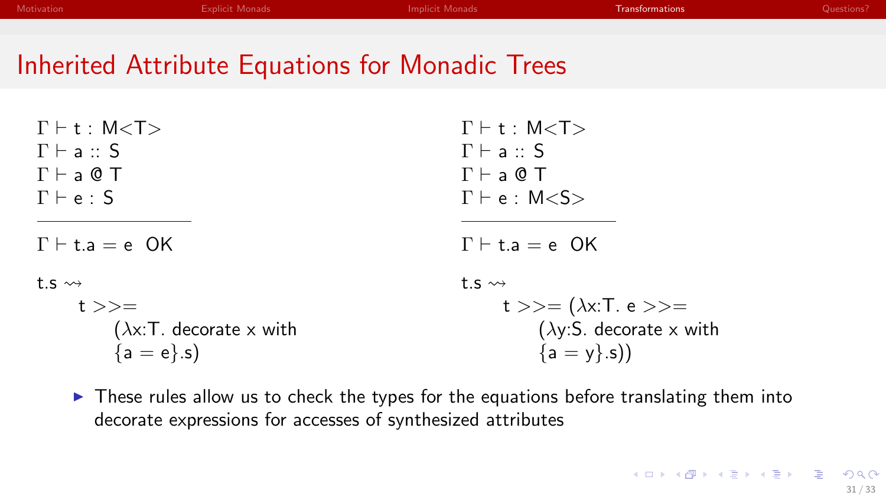# Inherited Attribute Equations for Monadic Trees

$$\frac{\Gamma \vdash \text{t} : \text{M<T>} \quad \Gamma \vdash \text{a} :: \text{S} \quad \Gamma \vdash \text{a @ T} \quad \Gamma \vdash \text{e} : \text{S}}{\Gamma \vdash \text{t.a} = \text{e} \;\; \text{OK}}$$

t.s $\rightsquigarrow$

```
t >>=
    (λx:T. decorate x with
    {a = e}.s)
```

$$\frac{\Gamma \vdash \text{t} : \text{M<T>} \quad \Gamma \vdash \text{a} :: \text{S} \quad \Gamma \vdash \text{a @ T} \quad \Gamma \vdash \text{e} : \text{M<S>}}{\Gamma \vdash \text{t.a} = \text{e} \;\; \text{OK}}$$

t.s $\rightsquigarrow$

```
t >>= (λx:T. e >>=
    (λy:S. decorate x with
    {a = y}.s))
```

- These rules allow us to check the types for the equations before translating them into decorate expressions for accesses of synthesized attributes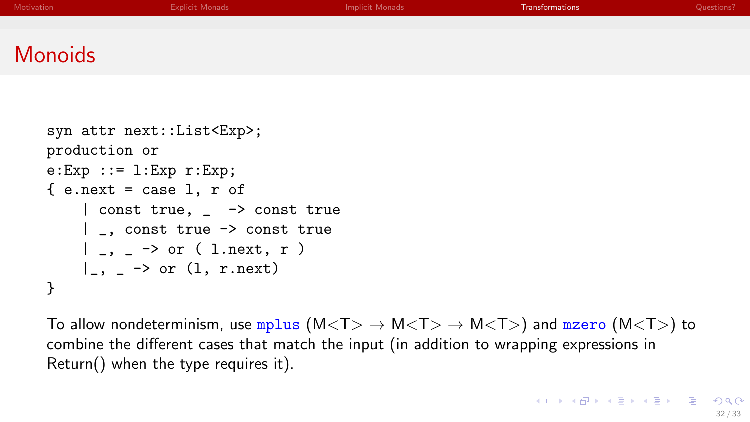## Monoids

```
syn attr next::List<Exp>;
production or
e:Exp ::= l:Exp r:Exp;
{ e.next = case l, r of
    | const true, _  -> const true
    | _, const true -> const true
    | _, _ -> or ( l.next, r )
    |_, _ -> or (l, r.next)
}
```

To allow nondeterminism, use mplus (M<T> → M<T> → M<T>) and mzero (M<T>) to combine the different cases that match the input (in addition to wrapping expressions in Return() when the type requires it).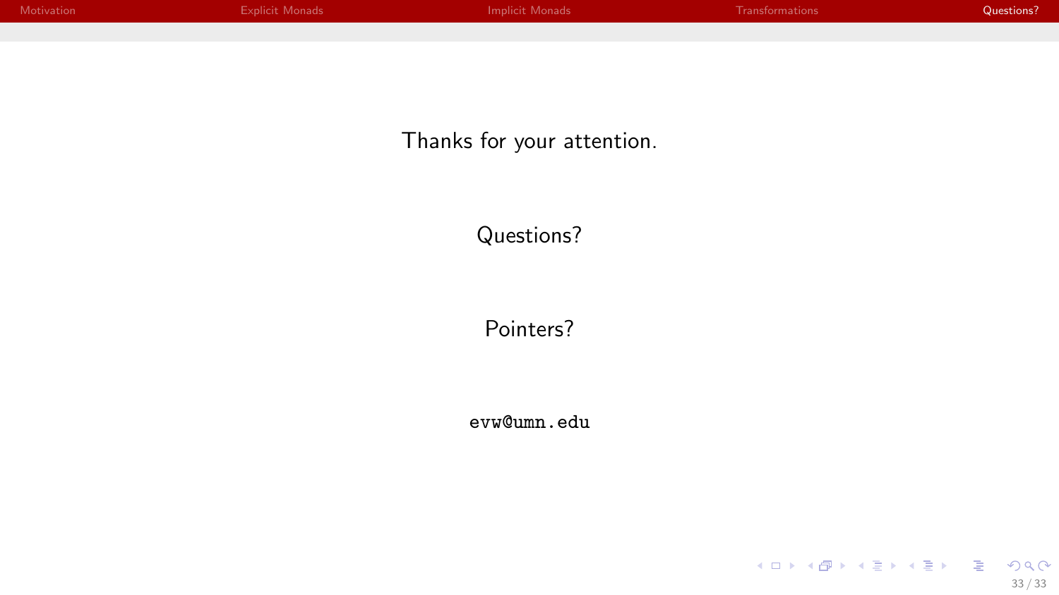Thanks for your attention.

Questions?

Pointers?

`evw@umn.edu`